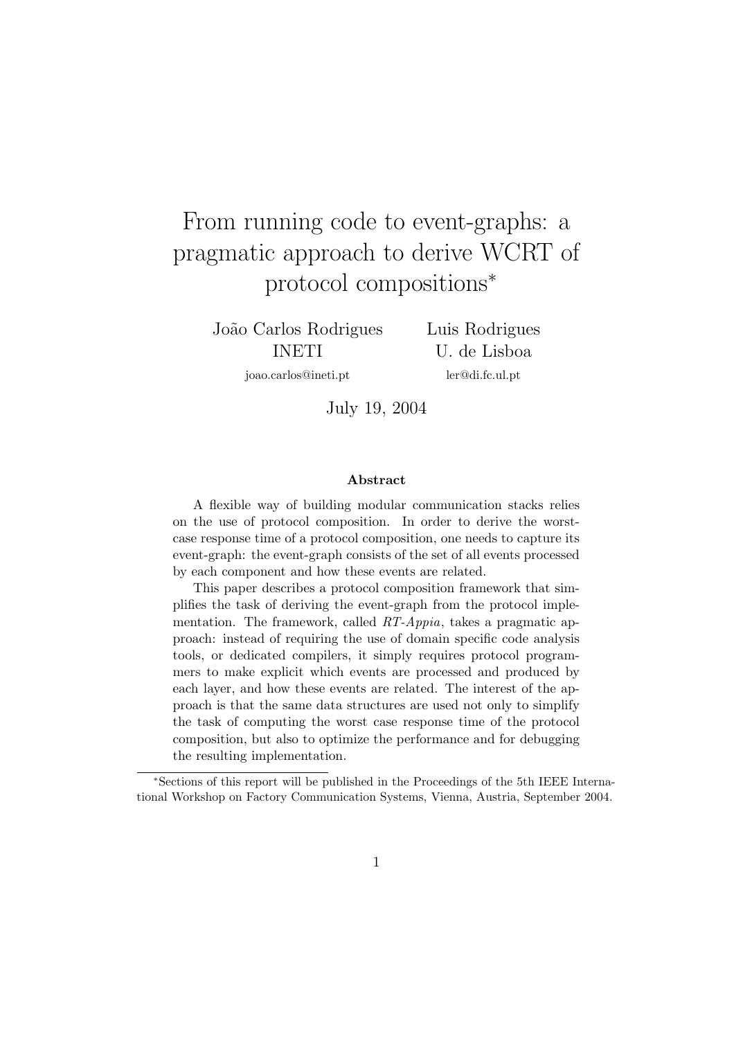# From running code to event-graphs: a pragmatic approach to derive WCRT of protocol compositions*

João Carlos Rodrigues
INETI
joao.carlos@ineti.pt

Luis Rodrigues
U. de Lisboa
ler@di.fc.ul.pt

July 19, 2004

**Abstract**

A flexible way of building modular communication stacks relies on the use of protocol composition. In order to derive the worst-case response time of a protocol composition, one needs to capture its event-graph: the event-graph consists of the set of all events processed by each component and how these events are related.

This paper describes a protocol composition framework that simplifies the task of deriving the event-graph from the protocol implementation. The framework, called *RT-Appia*, takes a pragmatic approach: instead of requiring the use of domain specific code analysis tools, or dedicated compilers, it simply requires protocol programmers to make explicit which events are processed and produced by each layer, and how these events are related. The interest of the approach is that the same data structures are used not only to simplify the task of computing the worst case response time of the protocol composition, but also to optimize the performance and for debugging the resulting implementation.

*Sections of this report will be published in the Proceedings of the 5th IEEE International Workshop on Factory Communication Systems, Vienna, Austria, September 2004.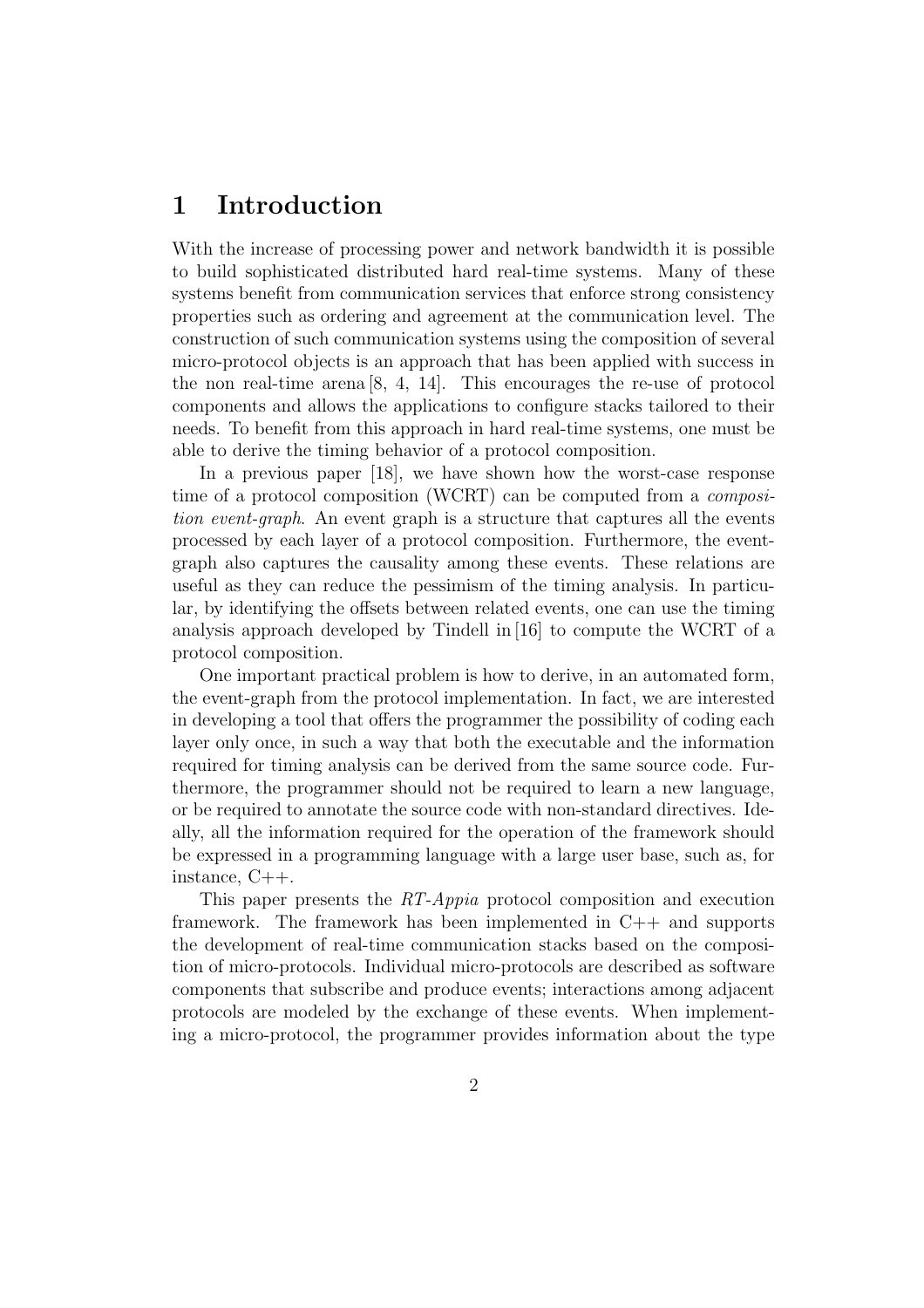# 1 Introduction

With the increase of processing power and network bandwidth it is possible to build sophisticated distributed hard real-time systems. Many of these systems benefit from communication services that enforce strong consistency properties such as ordering and agreement at the communication level. The construction of such communication systems using the composition of several micro-protocol objects is an approach that has been applied with success in the non real-time arena [8, 4, 14]. This encourages the re-use of protocol components and allows the applications to configure stacks tailored to their needs. To benefit from this approach in hard real-time systems, one must be able to derive the timing behavior of a protocol composition.

In a previous paper [18], we have shown how the worst-case response time of a protocol composition (WCRT) can be computed from a *composition event-graph*. An event graph is a structure that captures all the events processed by each layer of a protocol composition. Furthermore, the event-graph also captures the causality among these events. These relations are useful as they can reduce the pessimism of the timing analysis. In particular, by identifying the offsets between related events, one can use the timing analysis approach developed by Tindell in [16] to compute the WCRT of a protocol composition.

One important practical problem is how to derive, in an automated form, the event-graph from the protocol implementation. In fact, we are interested in developing a tool that offers the programmer the possibility of coding each layer only once, in such a way that both the executable and the information required for timing analysis can be derived from the same source code. Furthermore, the programmer should not be required to learn a new language, or be required to annotate the source code with non-standard directives. Ideally, all the information required for the operation of the framework should be expressed in a programming language with a large user base, such as, for instance, C++.

This paper presents the *RT-Appia* protocol composition and execution framework. The framework has been implemented in C++ and supports the development of real-time communication stacks based on the composition of micro-protocols. Individual micro-protocols are described as software components that subscribe and produce events; interactions among adjacent protocols are modeled by the exchange of these events. When implementing a micro-protocol, the programmer provides information about the type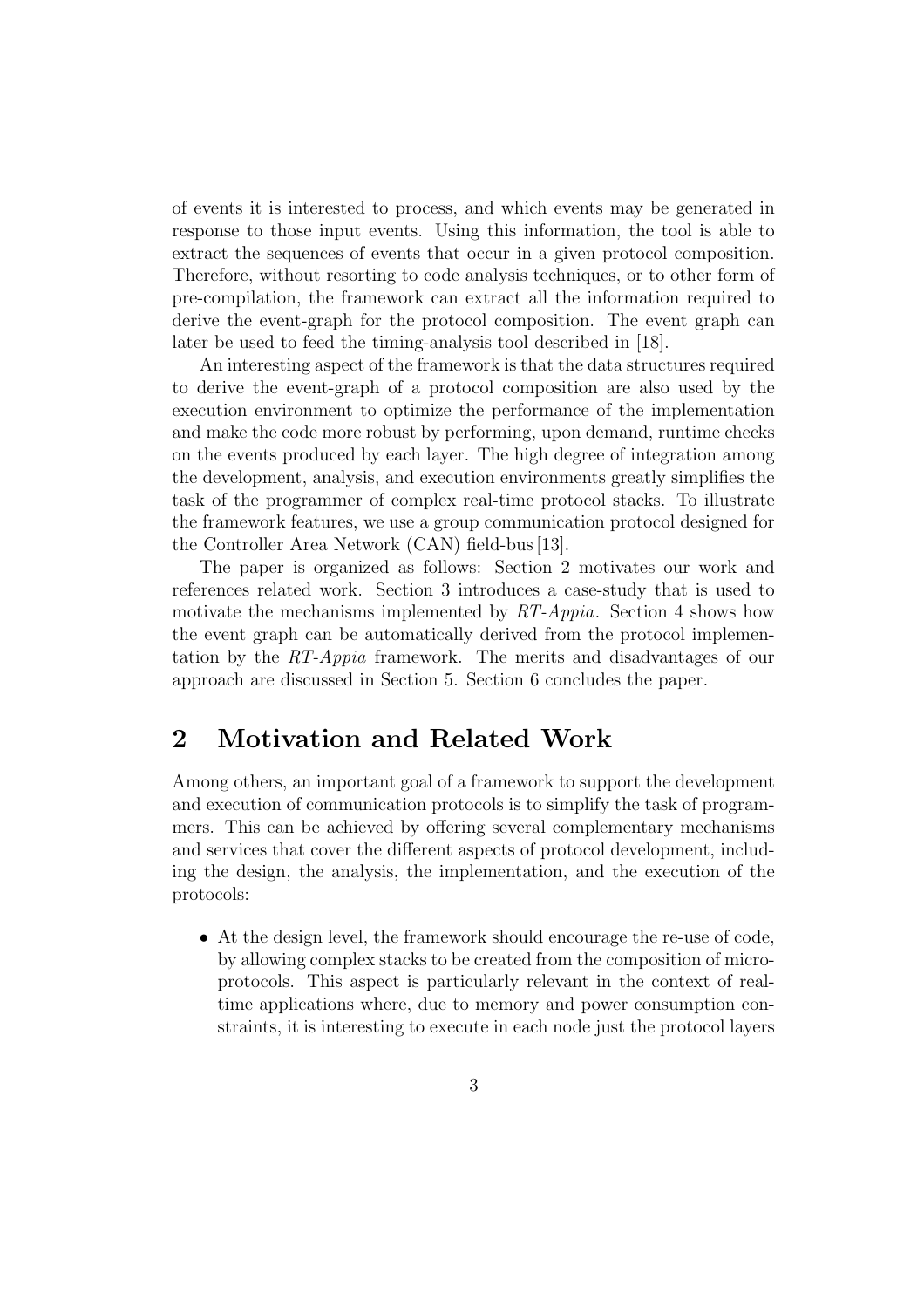of events it is interested to process, and which events may be generated in response to those input events. Using this information, the tool is able to extract the sequences of events that occur in a given protocol composition. Therefore, without resorting to code analysis techniques, or to other form of pre-compilation, the framework can extract all the information required to derive the event-graph for the protocol composition. The event graph can later be used to feed the timing-analysis tool described in [18].

An interesting aspect of the framework is that the data structures required to derive the event-graph of a protocol composition are also used by the execution environment to optimize the performance of the implementation and make the code more robust by performing, upon demand, runtime checks on the events produced by each layer. The high degree of integration among the development, analysis, and execution environments greatly simplifies the task of the programmer of complex real-time protocol stacks. To illustrate the framework features, we use a group communication protocol designed for the Controller Area Network (CAN) field-bus [13].

The paper is organized as follows: Section 2 motivates our work and references related work. Section 3 introduces a case-study that is used to motivate the mechanisms implemented by *RT-Appia*. Section 4 shows how the event graph can be automatically derived from the protocol implementation by the *RT-Appia* framework. The merits and disadvantages of our approach are discussed in Section 5. Section 6 concludes the paper.

## 2 Motivation and Related Work

Among others, an important goal of a framework to support the development and execution of communication protocols is to simplify the task of programmers. This can be achieved by offering several complementary mechanisms and services that cover the different aspects of protocol development, including the design, the analysis, the implementation, and the execution of the protocols:

- At the design level, the framework should encourage the re-use of code, by allowing complex stacks to be created from the composition of micro-protocols. This aspect is particularly relevant in the context of real-time applications where, due to memory and power consumption constraints, it is interesting to execute in each node just the protocol layers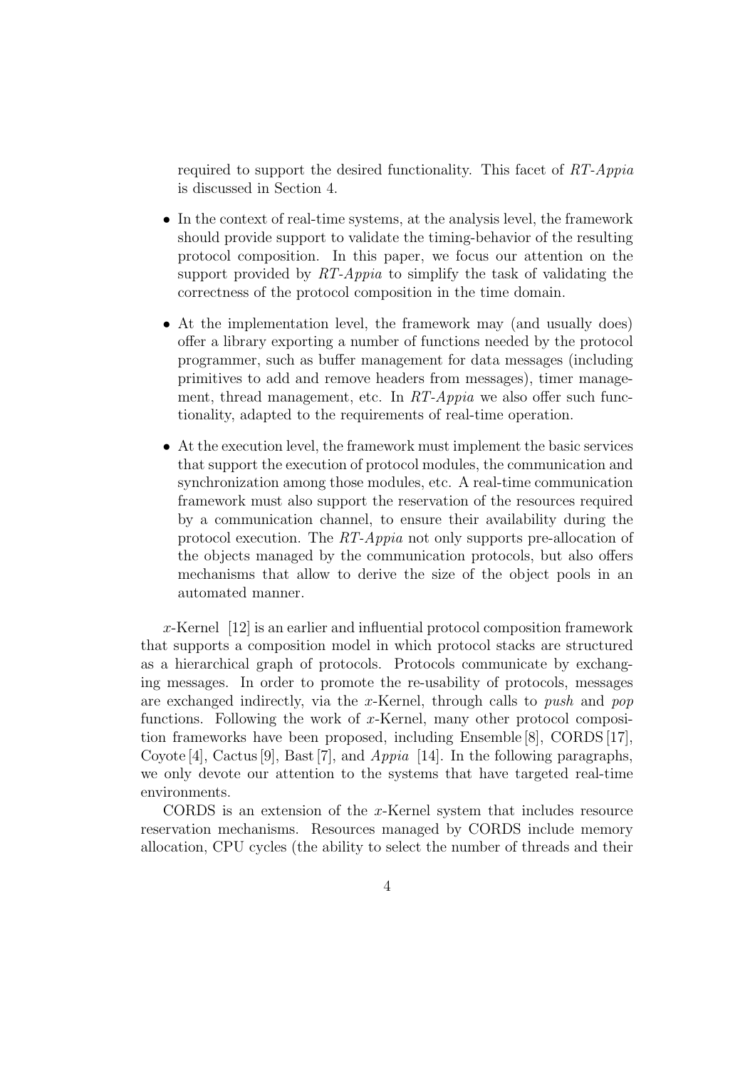required to support the desired functionality. This facet of *RT-Appia* is discussed in Section 4.

- In the context of real-time systems, at the analysis level, the framework should provide support to validate the timing-behavior of the resulting protocol composition. In this paper, we focus our attention on the support provided by *RT-Appia* to simplify the task of validating the correctness of the protocol composition in the time domain.
- At the implementation level, the framework may (and usually does) offer a library exporting a number of functions needed by the protocol programmer, such as buffer management for data messages (including primitives to add and remove headers from messages), timer management, thread management, etc. In *RT-Appia* we also offer such functionality, adapted to the requirements of real-time operation.
- At the execution level, the framework must implement the basic services that support the execution of protocol modules, the communication and synchronization among those modules, etc. A real-time communication framework must also support the reservation of the resources required by a communication channel, to ensure their availability during the protocol execution. The *RT-Appia* not only supports pre-allocation of the objects managed by the communication protocols, but also offers mechanisms that allow to derive the size of the object pools in an automated manner.

*x*-Kernel [12] is an earlier and influential protocol composition framework that supports a composition model in which protocol stacks are structured as a hierarchical graph of protocols. Protocols communicate by exchanging messages. In order to promote the re-usability of protocols, messages are exchanged indirectly, via the *x*-Kernel, through calls to *push* and *pop* functions. Following the work of *x*-Kernel, many other protocol composition frameworks have been proposed, including Ensemble [8], CORDS [17], Coyote [4], Cactus [9], Bast [7], and *Appia* [14]. In the following paragraphs, we only devote our attention to the systems that have targeted real-time environments.

CORDS is an extension of the *x*-Kernel system that includes resource reservation mechanisms. Resources managed by CORDS include memory allocation, CPU cycles (the ability to select the number of threads and their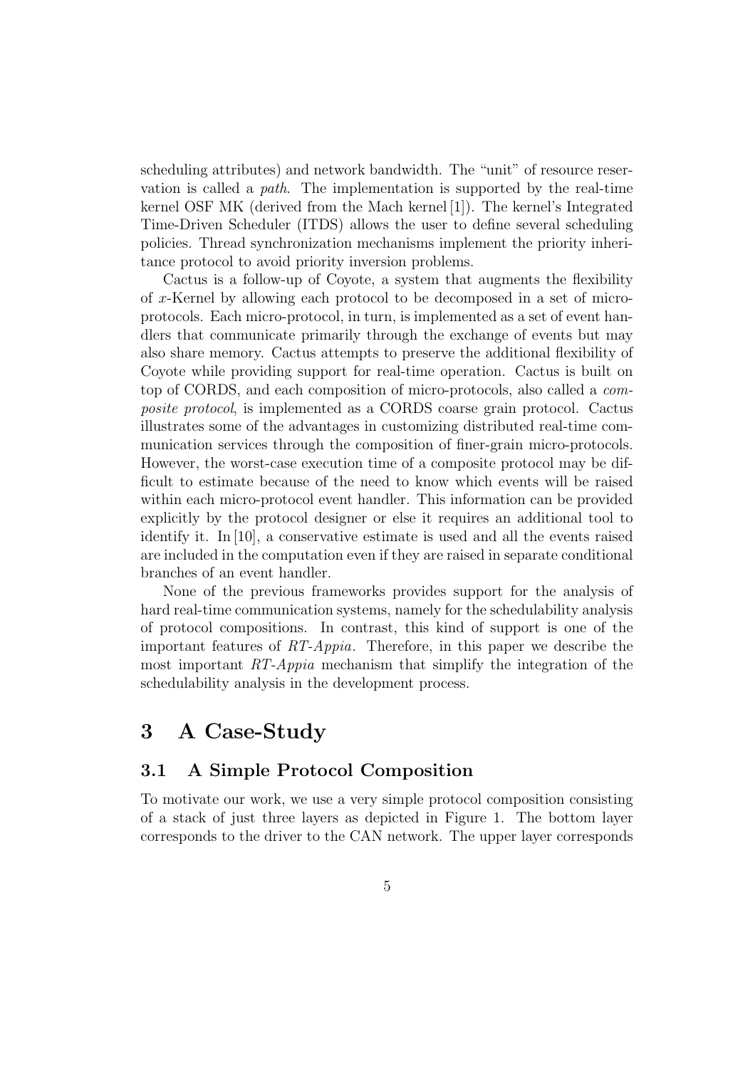scheduling attributes) and network bandwidth. The "unit" of resource reservation is called a *path*. The implementation is supported by the real-time kernel OSF MK (derived from the Mach kernel [1]). The kernel's Integrated Time-Driven Scheduler (ITDS) allows the user to define several scheduling policies. Thread synchronization mechanisms implement the priority inheritance protocol to avoid priority inversion problems.

Cactus is a follow-up of Coyote, a system that augments the flexibility of *x*-Kernel by allowing each protocol to be decomposed in a set of micro-protocols. Each micro-protocol, in turn, is implemented as a set of event handlers that communicate primarily through the exchange of events but may also share memory. Cactus attempts to preserve the additional flexibility of Coyote while providing support for real-time operation. Cactus is built on top of CORDS, and each composition of micro-protocols, also called a *composite protocol*, is implemented as a CORDS coarse grain protocol. Cactus illustrates some of the advantages in customizing distributed real-time communication services through the composition of finer-grain micro-protocols. However, the worst-case execution time of a composite protocol may be difficult to estimate because of the need to know which events will be raised within each micro-protocol event handler. This information can be provided explicitly by the protocol designer or else it requires an additional tool to identify it. In [10], a conservative estimate is used and all the events raised are included in the computation even if they are raised in separate conditional branches of an event handler.

None of the previous frameworks provides support for the analysis of hard real-time communication systems, namely for the schedulability analysis of protocol compositions. In contrast, this kind of support is one of the important features of *RT-Appia*. Therefore, in this paper we describe the most important *RT-Appia* mechanism that simplify the integration of the schedulability analysis in the development process.

# 3 A Case-Study

## 3.1 A Simple Protocol Composition

To motivate our work, we use a very simple protocol composition consisting of a stack of just three layers as depicted in Figure 1. The bottom layer corresponds to the driver to the CAN network. The upper layer corresponds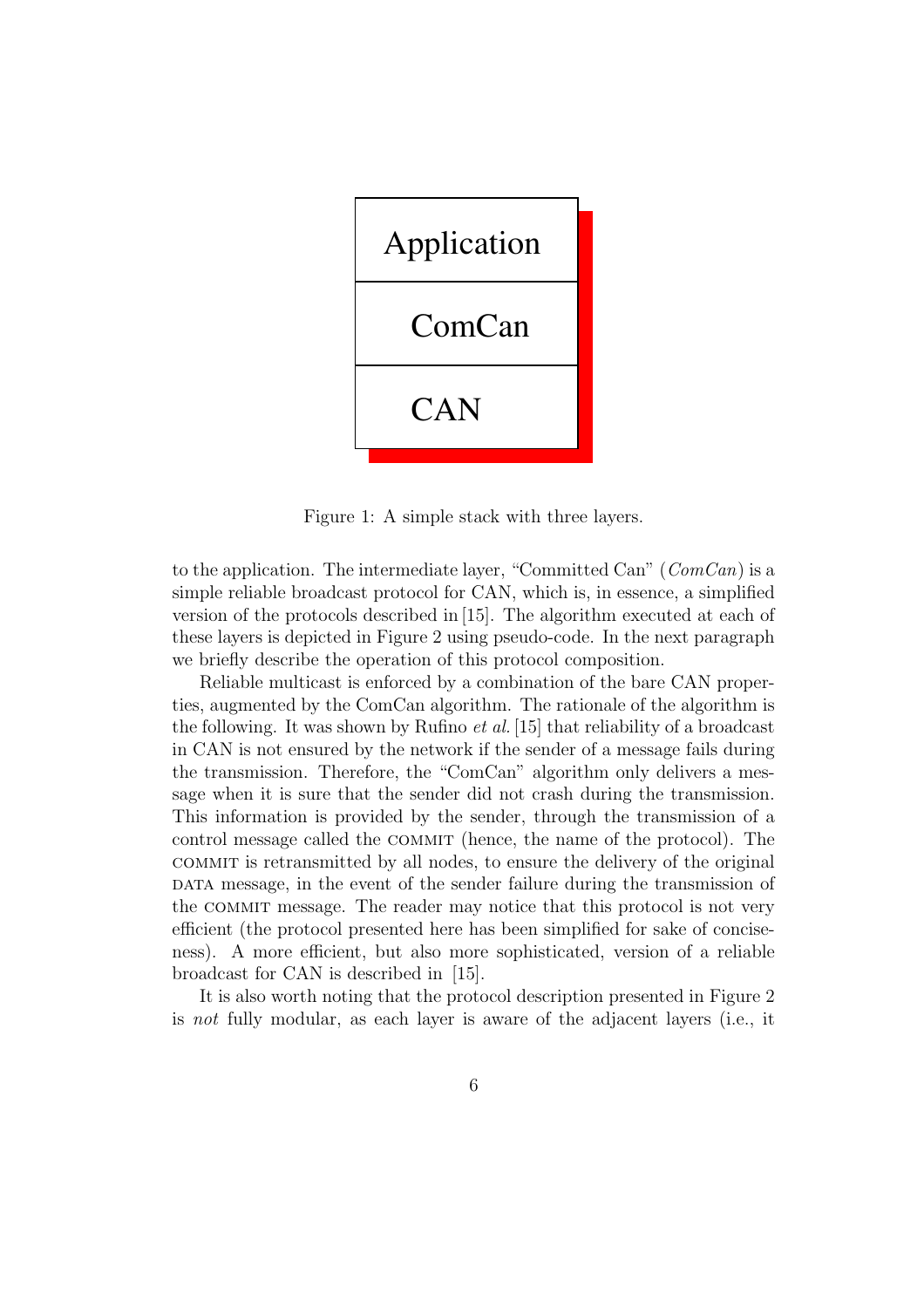Application

ComCan

CAN

Figure 1: A simple stack with three layers.

to the application. The intermediate layer, "Committed Can" (*ComCan*) is a simple reliable broadcast protocol for CAN, which is, in essence, a simplified version of the protocols described in [15]. The algorithm executed at each of these layers is depicted in Figure 2 using pseudo-code. In the next paragraph we briefly describe the operation of this protocol composition.

Reliable multicast is enforced by a combination of the bare CAN properties, augmented by the ComCan algorithm. The rationale of the algorithm is the following. It was shown by Rufino *et al.* [15] that reliability of a broadcast in CAN is not ensured by the network if the sender of a message fails during the transmission. Therefore, the "ComCan" algorithm only delivers a message when it is sure that the sender did not crash during the transmission. This information is provided by the sender, through the transmission of a control message called the COMMIT (hence, the name of the protocol). The COMMIT is retransmitted by all nodes, to ensure the delivery of the original DATA message, in the event of the sender failure during the transmission of the COMMIT message. The reader may notice that this protocol is not very efficient (the protocol presented here has been simplified for sake of conciseness). A more efficient, but also more sophisticated, version of a reliable broadcast for CAN is described in [15].

It is also worth noting that the protocol description presented in Figure 2 is *not* fully modular, as each layer is aware of the adjacent layers (i.e., it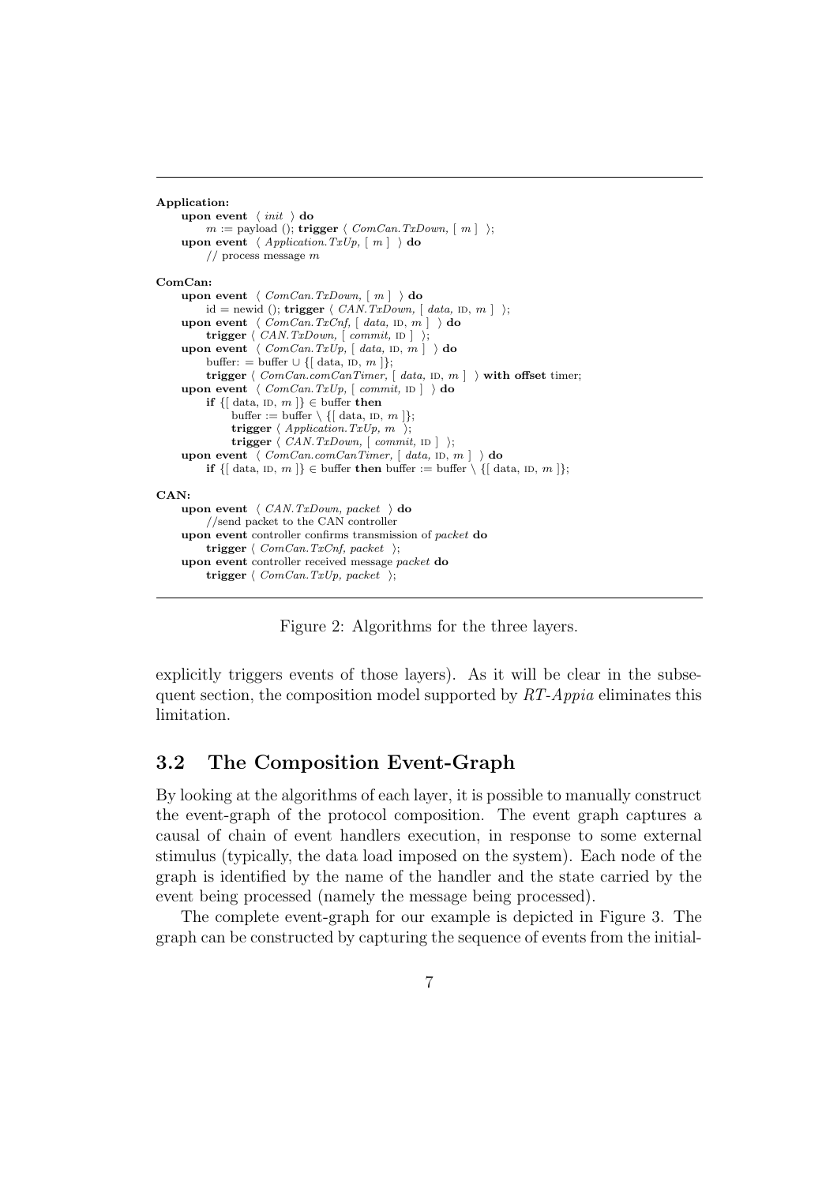```
Application:
    upon event ⟨ init ⟩ do
        m := payload (); trigger ⟨ ComCan.TxDown, [ m ] ⟩;
    upon event ⟨ Application.TxUp, [ m ] ⟩ do
        // process message m

ComCan:
    upon event ⟨ ComCan.TxDown, [ m ] ⟩ do
        id = newid (); trigger ⟨ CAN.TxDown, [ data, ID, m ] ⟩;
    upon event ⟨ ComCan.TxCnf, [ data, ID, m ] ⟩ do
        trigger ⟨ CAN.TxDown, [ commit, ID ] ⟩;
    upon event ⟨ ComCan.TxUp, [ data, ID, m ] ⟩ do
        buffer: = buffer ∪ {[ data, ID, m ]};
        trigger ⟨ ComCan.comCanTimer, [ data, ID, m ] ⟩ with offset timer;
    upon event ⟨ ComCan.TxUp, [ commit, ID ] ⟩ do
        if {[ data, ID, m ]} ∈ buffer then
            buffer := buffer \ {[ data, ID, m ]};
            trigger ⟨ Application.TxUp, m ⟩;
            trigger ⟨ CAN.TxDown, [ commit, ID ] ⟩;
    upon event ⟨ ComCan.comCanTimer, [ data, ID, m ] ⟩ do
        if {[ data, ID, m ]} ∈ buffer then buffer := buffer \ {[ data, ID, m ]};

CAN:
    upon event ⟨ CAN.TxDown, packet ⟩ do
        //send packet to the CAN controller
    upon event controller confirms transmission of packet do
        trigger ⟨ ComCan.TxCnf, packet ⟩;
    upon event controller received message packet do
        trigger ⟨ ComCan.TxUp, packet ⟩;
```

Figure 2: Algorithms for the three layers.

explicitly triggers events of those layers). As it will be clear in the subsequent section, the composition model supported by *RT-Appia* eliminates this limitation.

## 3.2 The Composition Event-Graph

By looking at the algorithms of each layer, it is possible to manually construct the event-graph of the protocol composition. The event graph captures a causal of chain of event handlers execution, in response to some external stimulus (typically, the data load imposed on the system). Each node of the graph is identified by the name of the handler and the state carried by the event being processed (namely the message being processed).

The complete event-graph for our example is depicted in Figure 3. The graph can be constructed by capturing the sequence of events from the initial-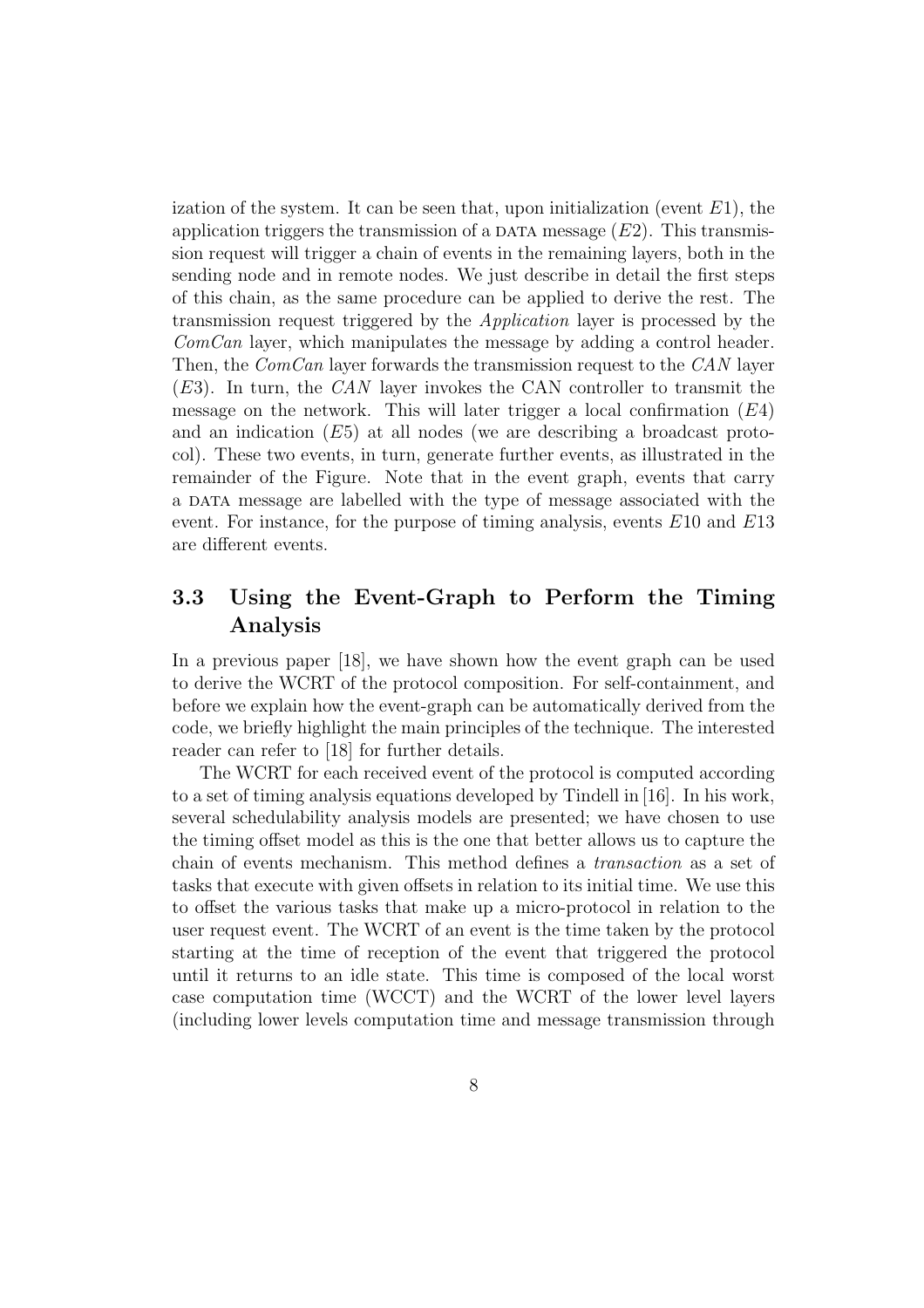ization of the system. It can be seen that, upon initialization (event $E1$), the application triggers the transmission of a DATA message ($E2$). This transmission request will trigger a chain of events in the remaining layers, both in the sending node and in remote nodes. We just describe in detail the first steps of this chain, as the same procedure can be applied to derive the rest. The transmission request triggered by the *Application* layer is processed by the *ComCan* layer, which manipulates the message by adding a control header. Then, the *ComCan* layer forwards the transmission request to the *CAN* layer ($E3$). In turn, the *CAN* layer invokes the CAN controller to transmit the message on the network. This will later trigger a local confirmation ($E4$) and an indication ($E5$) at all nodes (we are describing a broadcast protocol). These two events, in turn, generate further events, as illustrated in the remainder of the Figure. Note that in the event graph, events that carry a DATA message are labelled with the type of message associated with the event. For instance, for the purpose of timing analysis, events $E10$ and $E13$ are different events.

## 3.3 Using the Event-Graph to Perform the Timing Analysis

In a previous paper [18], we have shown how the event graph can be used to derive the WCRT of the protocol composition. For self-containment, and before we explain how the event-graph can be automatically derived from the code, we briefly highlight the main principles of the technique. The interested reader can refer to [18] for further details.

The WCRT for each received event of the protocol is computed according to a set of timing analysis equations developed by Tindell in [16]. In his work, several schedulability analysis models are presented; we have chosen to use the timing offset model as this is the one that better allows us to capture the chain of events mechanism. This method defines a *transaction* as a set of tasks that execute with given offsets in relation to its initial time. We use this to offset the various tasks that make up a micro-protocol in relation to the user request event. The WCRT of an event is the time taken by the protocol starting at the time of reception of the event that triggered the protocol until it returns to an idle state. This time is composed of the local worst case computation time (WCCT) and the WCRT of the lower level layers (including lower levels computation time and message transmission through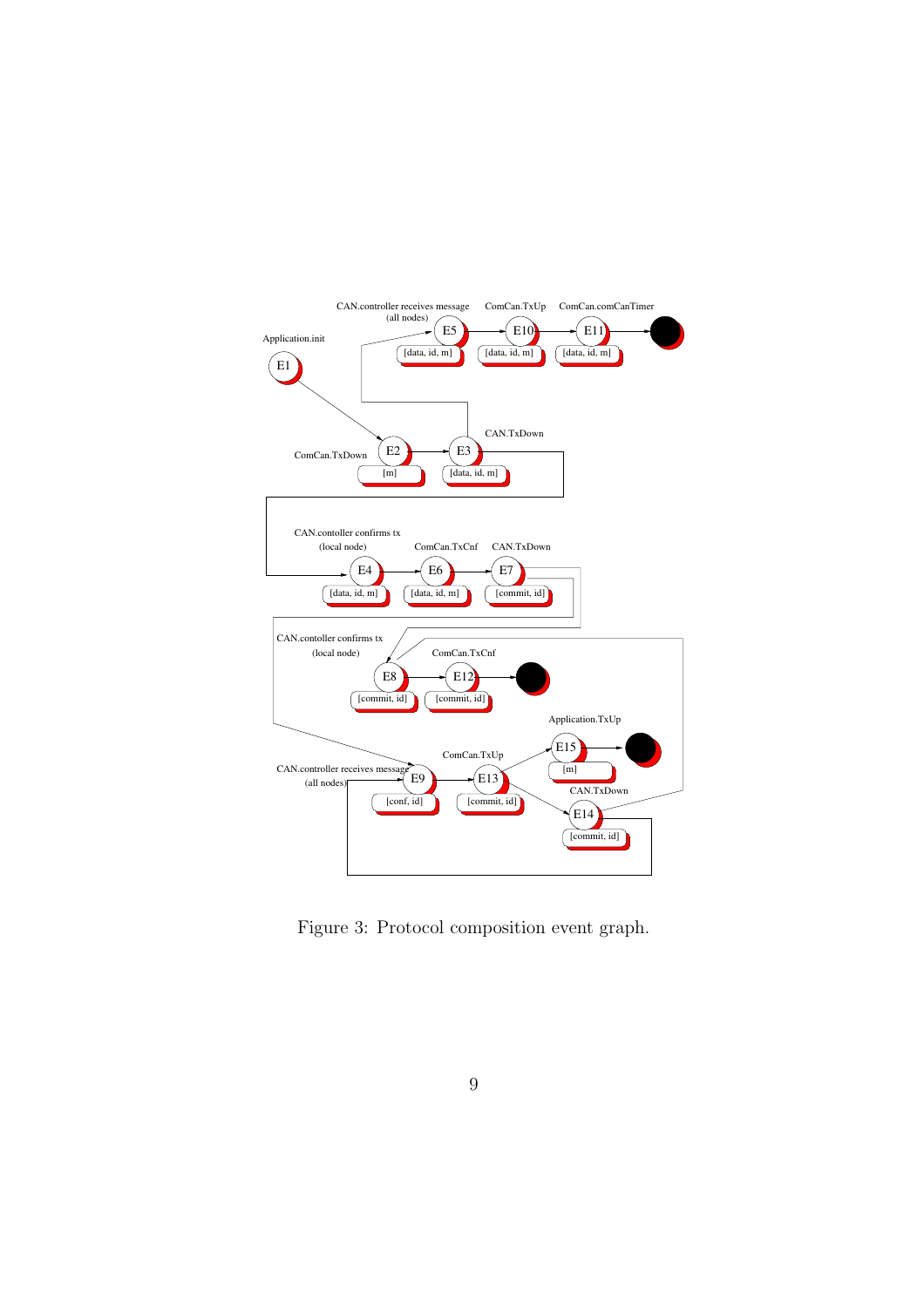Figure 3: Protocol composition event graph.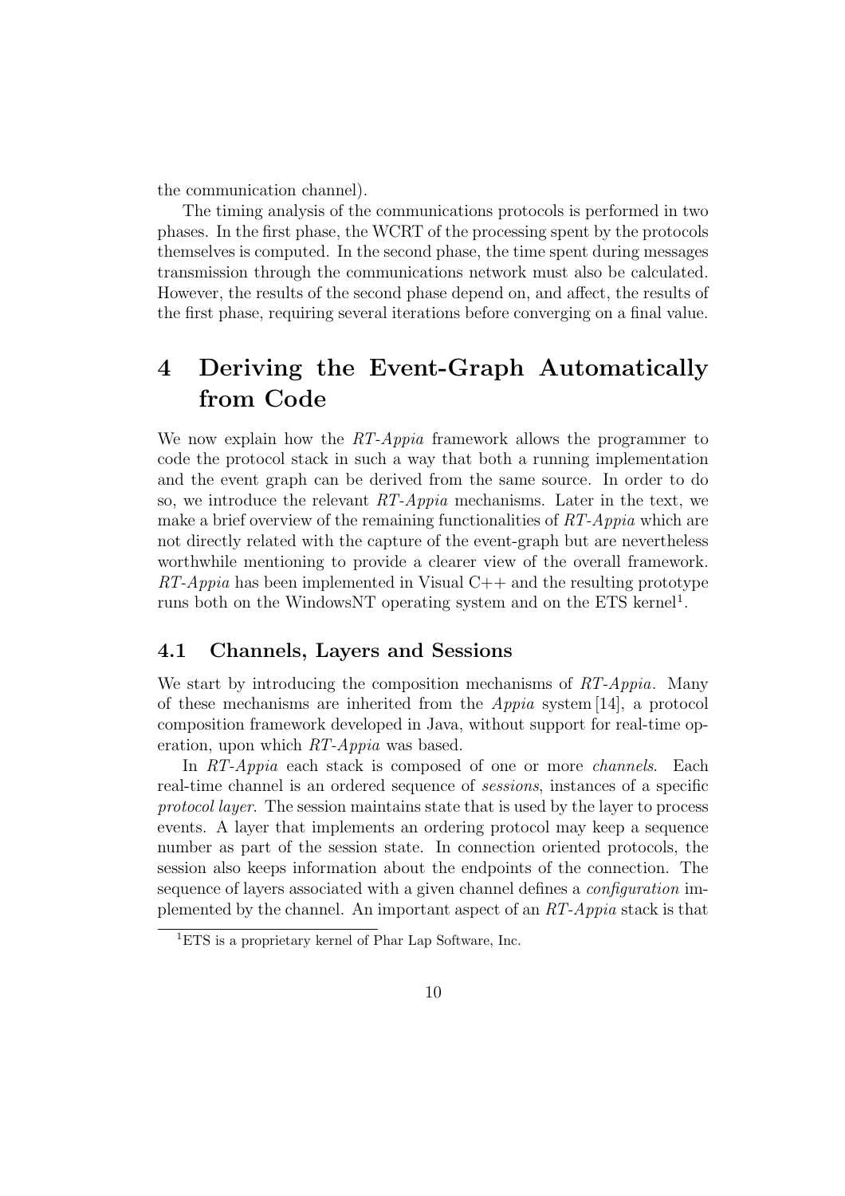the communication channel).

The timing analysis of the communications protocols is performed in two phases. In the first phase, the WCRT of the processing spent by the protocols themselves is computed. In the second phase, the time spent during messages transmission through the communications network must also be calculated. However, the results of the second phase depend on, and affect, the results of the first phase, requiring several iterations before converging on a final value.

# 4 Deriving the Event-Graph Automatically from Code

We now explain how the *RT-Appia* framework allows the programmer to code the protocol stack in such a way that both a running implementation and the event graph can be derived from the same source. In order to do so, we introduce the relevant *RT-Appia* mechanisms. Later in the text, we make a brief overview of the remaining functionalities of *RT-Appia* which are not directly related with the capture of the event-graph but are nevertheless worthwhile mentioning to provide a clearer view of the overall framework. *RT-Appia* has been implemented in Visual C++ and the resulting prototype runs both on the WindowsNT operating system and on the ETS kernel[1].

## 4.1 Channels, Layers and Sessions

We start by introducing the composition mechanisms of *RT-Appia*. Many of these mechanisms are inherited from the *Appia* system [14], a protocol composition framework developed in Java, without support for real-time operation, upon which *RT-Appia* was based.

In *RT-Appia* each stack is composed of one or more *channels*. Each real-time channel is an ordered sequence of *sessions*, instances of a specific *protocol layer*. The session maintains state that is used by the layer to process events. A layer that implements an ordering protocol may keep a sequence number as part of the session state. In connection oriented protocols, the session also keeps information about the endpoints of the connection. The sequence of layers associated with a given channel defines a *configuration* implemented by the channel. An important aspect of an *RT-Appia* stack is that

[1] ETS is a proprietary kernel of Phar Lap Software, Inc.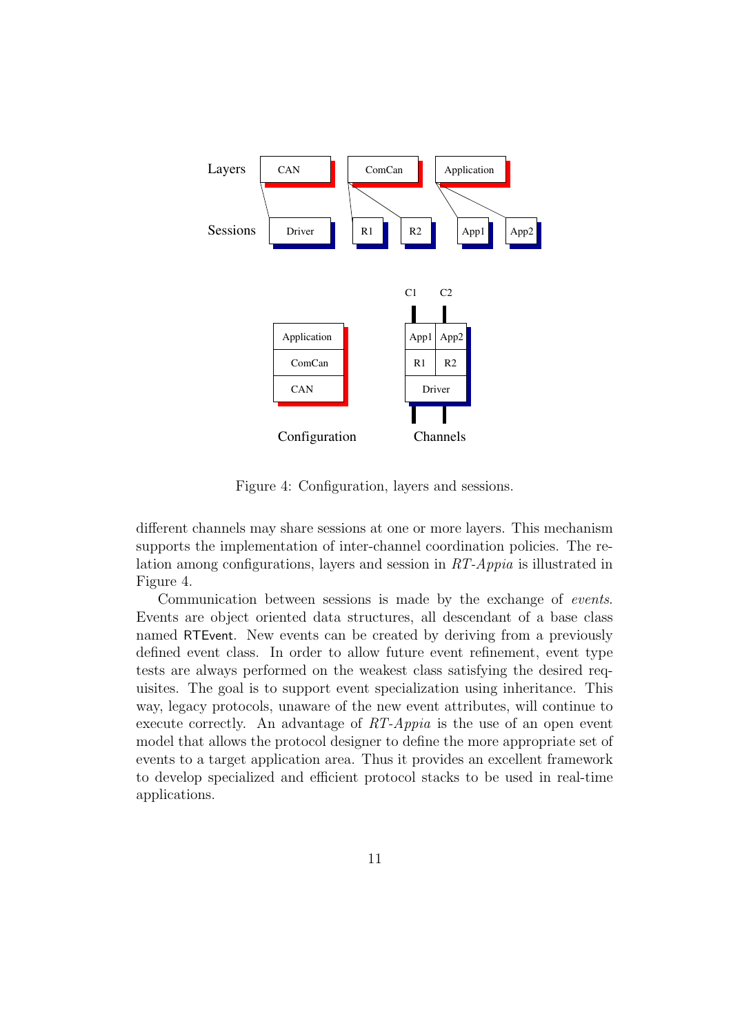Figure 4: Configuration, layers and sessions.

different channels may share sessions at one or more layers. This mechanism supports the implementation of inter-channel coordination policies. The relation among configurations, layers and session in *RT-Appia* is illustrated in Figure 4.

Communication between sessions is made by the exchange of *events*. Events are object oriented data structures, all descendant of a base class named RTEvent. New events can be created by deriving from a previously defined event class. In order to allow future event refinement, event type tests are always performed on the weakest class satisfying the desired requisites. The goal is to support event specialization using inheritance. This way, legacy protocols, unaware of the new event attributes, will continue to execute correctly. An advantage of *RT-Appia* is the use of an open event model that allows the protocol designer to define the more appropriate set of events to a target application area. Thus it provides an excellent framework to develop specialized and efficient protocol stacks to be used in real-time applications.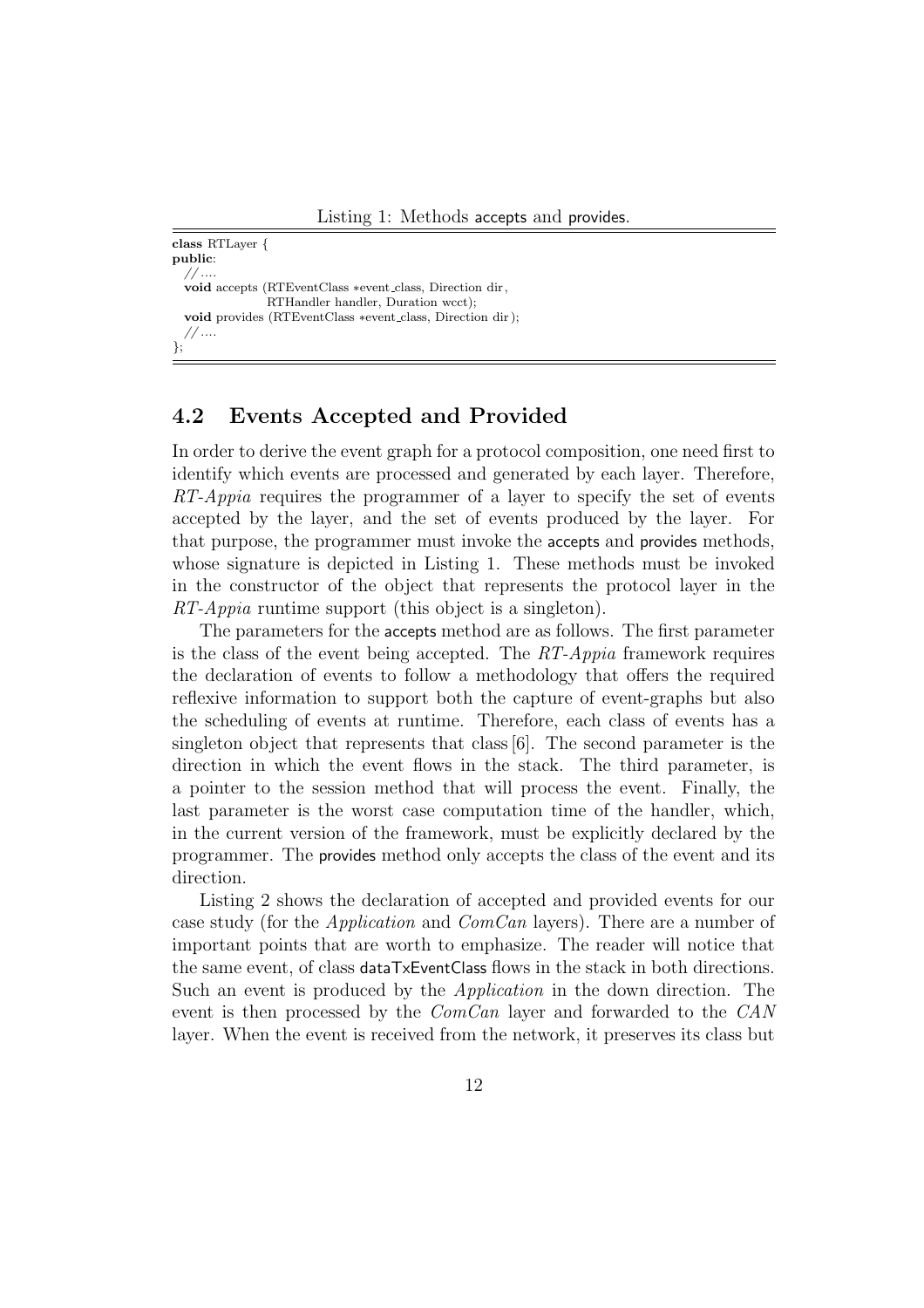Listing 1: Methods accepts and provides.

```
class RTLayer {
public:
  // ....
  void accepts (RTEventClass *event_class, Direction dir,
                RTHandler handler, Duration wcct);
  void provides (RTEventClass *event_class, Direction dir);
  // ....
};
```

## 4.2 Events Accepted and Provided

In order to derive the event graph for a protocol composition, one need first to identify which events are processed and generated by each layer. Therefore, *RT-Appia* requires the programmer of a layer to specify the set of events accepted by the layer, and the set of events produced by the layer. For that purpose, the programmer must invoke the accepts and provides methods, whose signature is depicted in Listing 1. These methods must be invoked in the constructor of the object that represents the protocol layer in the *RT-Appia* runtime support (this object is a singleton).

The parameters for the accepts method are as follows. The first parameter is the class of the event being accepted. The *RT-Appia* framework requires the declaration of events to follow a methodology that offers the required reflexive information to support both the capture of event-graphs but also the scheduling of events at runtime. Therefore, each class of events has a singleton object that represents that class [6]. The second parameter is the direction in which the event flows in the stack. The third parameter, is a pointer to the session method that will process the event. Finally, the last parameter is the worst case computation time of the handler, which, in the current version of the framework, must be explicitly declared by the programmer. The provides method only accepts the class of the event and its direction.

Listing 2 shows the declaration of accepted and provided events for our case study (for the *Application* and *ComCan* layers). There are a number of important points that are worth to emphasize. The reader will notice that the same event, of class dataTxEventClass flows in the stack in both directions. Such an event is produced by the *Application* in the down direction. The event is then processed by the *ComCan* layer and forwarded to the *CAN* layer. When the event is received from the network, it preserves its class but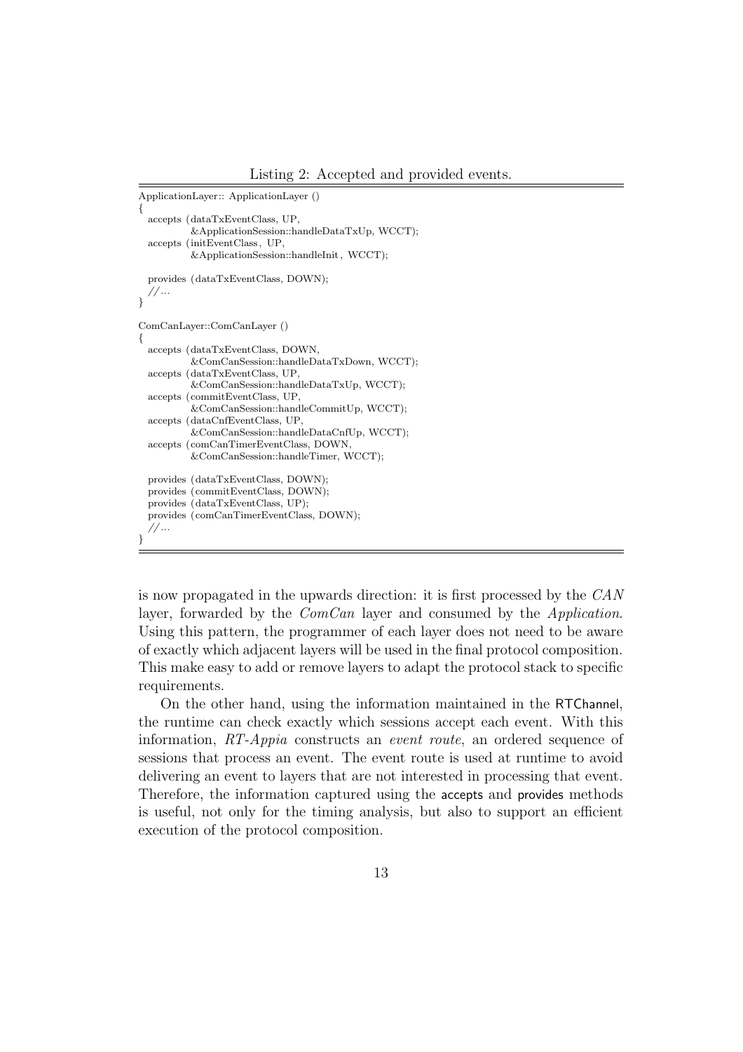Listing 2: Accepted and provided events.

```
ApplicationLayer:: ApplicationLayer ()
{
  accepts (dataTxEventClass, UP,
           &ApplicationSession::handleDataTxUp, WCCT);
  accepts (initEventClass, UP,
           &ApplicationSession::handleInit, WCCT);

  provides (dataTxEventClass, DOWN);
  //...
}

ComCanLayer::ComCanLayer ()
{
  accepts (dataTxEventClass, DOWN,
           &ComCanSession::handleDataTxDown, WCCT);
  accepts (dataTxEventClass, UP,
           &ComCanSession::handleDataTxUp, WCCT);
  accepts (commitEventClass, UP,
           &ComCanSession::handleCommitUp, WCCT);
  accepts (dataCnfEventClass, UP,
           &ComCanSession::handleDataCnfUp, WCCT);
  accepts (comCanTimerEventClass, DOWN,
           &ComCanSession::handleTimer, WCCT);

  provides (dataTxEventClass, DOWN);
  provides (commitEventClass, DOWN);
  provides (dataTxEventClass, UP);
  provides (comCanTimerEventClass, DOWN);
  //...
}
```

is now propagated in the upwards direction: it is first processed by the *CAN* layer, forwarded by the *ComCan* layer and consumed by the *Application*. Using this pattern, the programmer of each layer does not need to be aware of exactly which adjacent layers will be used in the final protocol composition. This make easy to add or remove layers to adapt the protocol stack to specific requirements.

On the other hand, using the information maintained in the RTChannel, the runtime can check exactly which sessions accept each event. With this information, *RT-Appia* constructs an *event route*, an ordered sequence of sessions that process an event. The event route is used at runtime to avoid delivering an event to layers that are not interested in processing that event. Therefore, the information captured using the accepts and provides methods is useful, not only for the timing analysis, but also to support an efficient execution of the protocol composition.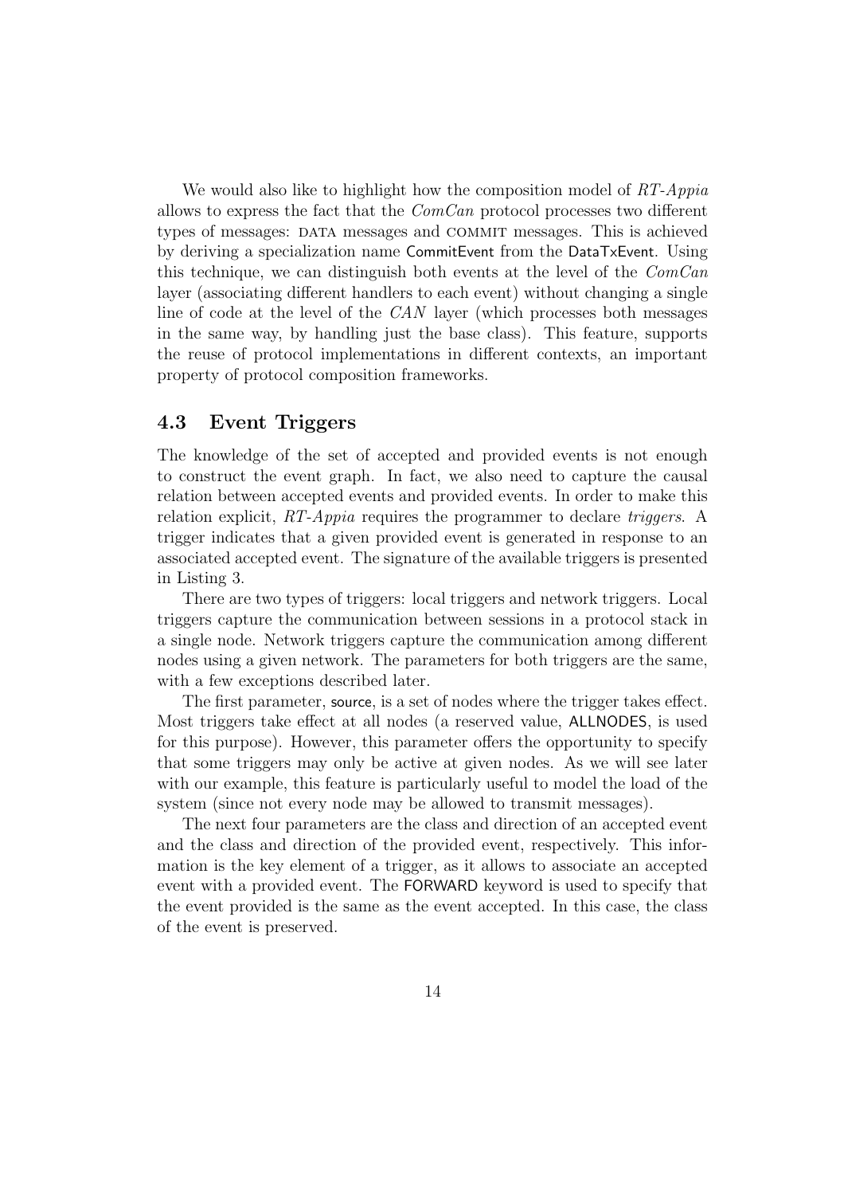We would also like to highlight how the composition model of *RT-Appia* allows to express the fact that the *ComCan* protocol processes two different types of messages: DATA messages and COMMIT messages. This is achieved by deriving a specialization name CommitEvent from the DataTxEvent. Using this technique, we can distinguish both events at the level of the *ComCan* layer (associating different handlers to each event) without changing a single line of code at the level of the *CAN* layer (which processes both messages in the same way, by handling just the base class). This feature, supports the reuse of protocol implementations in different contexts, an important property of protocol composition frameworks.

## 4.3 Event Triggers

The knowledge of the set of accepted and provided events is not enough to construct the event graph. In fact, we also need to capture the causal relation between accepted events and provided events. In order to make this relation explicit, *RT-Appia* requires the programmer to declare *triggers*. A trigger indicates that a given provided event is generated in response to an associated accepted event. The signature of the available triggers is presented in Listing 3.

There are two types of triggers: local triggers and network triggers. Local triggers capture the communication between sessions in a protocol stack in a single node. Network triggers capture the communication among different nodes using a given network. The parameters for both triggers are the same, with a few exceptions described later.

The first parameter, source, is a set of nodes where the trigger takes effect. Most triggers take effect at all nodes (a reserved value, ALLNODES, is used for this purpose). However, this parameter offers the opportunity to specify that some triggers may only be active at given nodes. As we will see later with our example, this feature is particularly useful to model the load of the system (since not every node may be allowed to transmit messages).

The next four parameters are the class and direction of an accepted event and the class and direction of the provided event, respectively. This information is the key element of a trigger, as it allows to associate an accepted event with a provided event. The FORWARD keyword is used to specify that the event provided is the same as the event accepted. In this case, the class of the event is preserved.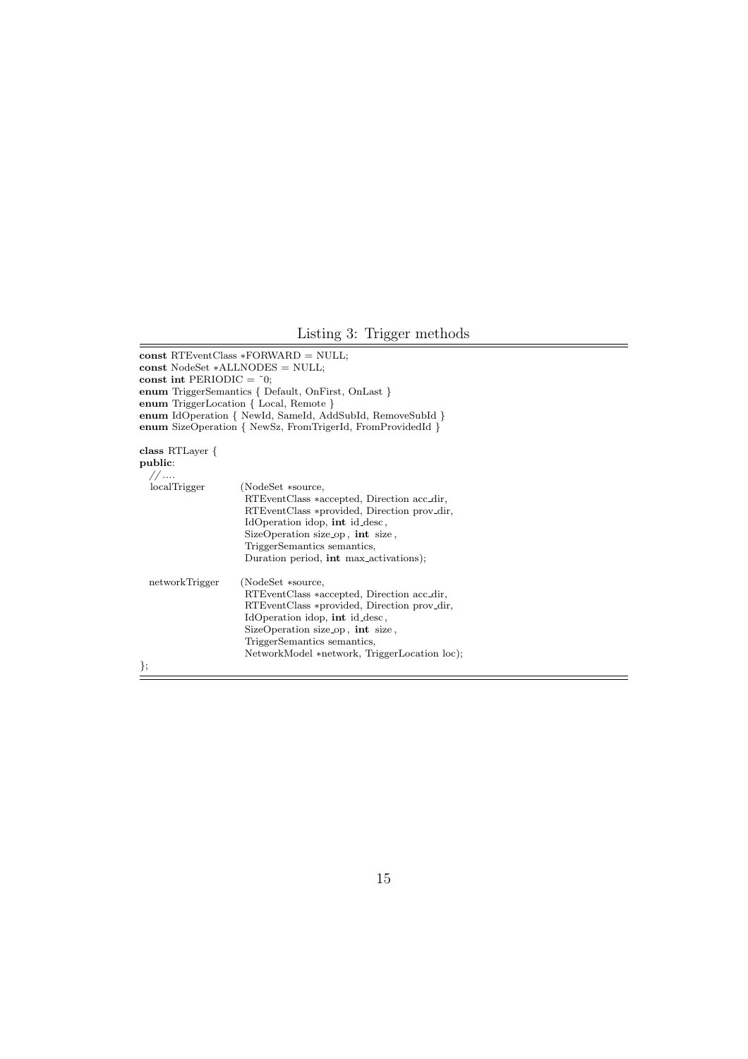Listing 3: Trigger methods

```
const RTEventClass *FORWARD = NULL;
const NodeSet *ALLNODES = NULL;
const int PERIODIC = ~0;
enum TriggerSemantics { Default, OnFirst, OnLast }
enum TriggerLocation { Local, Remote }
enum IdOperation { NewId, SameId, AddSubId, RemoveSubId }
enum SizeOperation { NewSz, FromTrigerId, FromProvidedId }

class RTLayer {
public:
  // ....
  localTrigger       (NodeSet *source,
                      RTEventClass *accepted, Direction acc_dir,
                      RTEventClass *provided, Direction prov_dir,
                      IdOperation idop, int id_desc,
                      SizeOperation size_op, int size,
                      TriggerSemantics semantics,
                      Duration period, int max_activations);

  networkTrigger     (NodeSet *source,
                      RTEventClass *accepted, Direction acc_dir,
                      RTEventClass *provided, Direction prov_dir,
                      IdOperation idop, int id_desc,
                      SizeOperation size_op, int size,
                      TriggerSemantics semantics,
                      NetworkModel *network, TriggerLocation loc);
};
```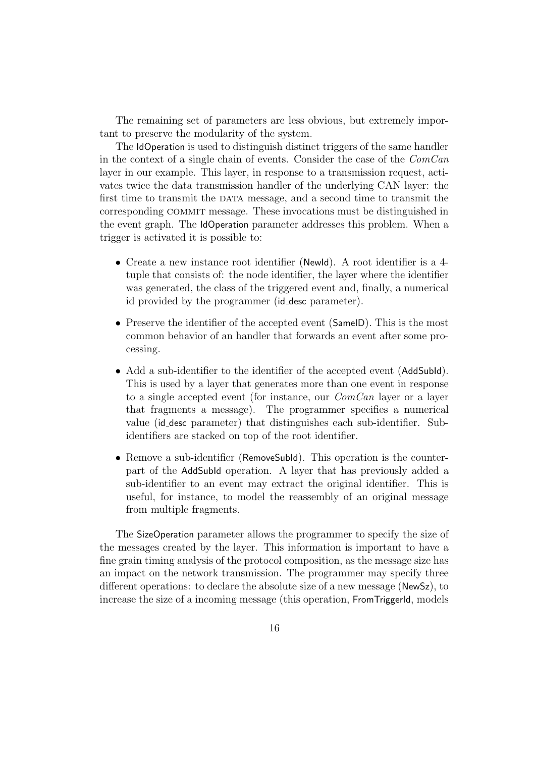The remaining set of parameters are less obvious, but extremely important to preserve the modularity of the system.

The IdOperation is used to distinguish distinct triggers of the same handler in the context of a single chain of events. Consider the case of the *ComCan* layer in our example. This layer, in response to a transmission request, activates twice the data transmission handler of the underlying CAN layer: the first time to transmit the DATA message, and a second time to transmit the corresponding COMMIT message. These invocations must be distinguished in the event graph. The IdOperation parameter addresses this problem. When a trigger is activated it is possible to:

- Create a new instance root identifier (NewId). A root identifier is a 4-tuple that consists of: the node identifier, the layer where the identifier was generated, the class of the triggered event and, finally, a numerical id provided by the programmer (id_desc parameter).
- Preserve the identifier of the accepted event (SameID). This is the most common behavior of an handler that forwards an event after some processing.
- Add a sub-identifier to the identifier of the accepted event (AddSubId). This is used by a layer that generates more than one event in response to a single accepted event (for instance, our *ComCan* layer or a layer that fragments a message). The programmer specifies a numerical value (id_desc parameter) that distinguishes each sub-identifier. Sub-identifiers are stacked on top of the root identifier.
- Remove a sub-identifier (RemoveSubId). This operation is the counterpart of the AddSubId operation. A layer that has previously added a sub-identifier to an event may extract the original identifier. This is useful, for instance, to model the reassembly of an original message from multiple fragments.

The SizeOperation parameter allows the programmer to specify the size of the messages created by the layer. This information is important to have a fine grain timing analysis of the protocol composition, as the message size has an impact on the network transmission. The programmer may specify three different operations: to declare the absolute size of a new message (NewSz), to increase the size of a incoming message (this operation, FromTriggerId, models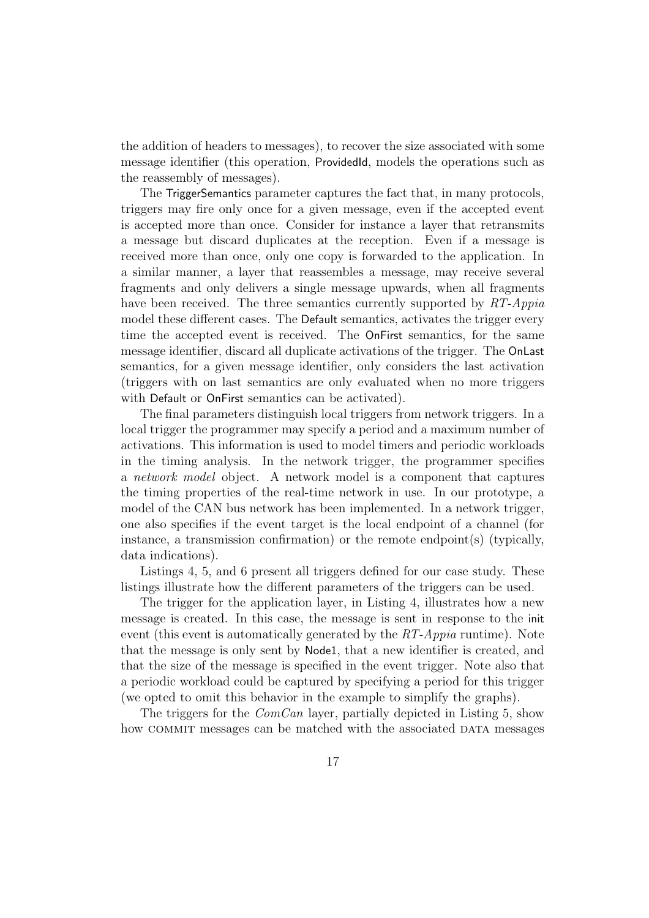the addition of headers to messages), to recover the size associated with some message identifier (this operation, ProvidedId, models the operations such as the reassembly of messages).

The TriggerSemantics parameter captures the fact that, in many protocols, triggers may fire only once for a given message, even if the accepted event is accepted more than once. Consider for instance a layer that retransmits a message but discard duplicates at the reception. Even if a message is received more than once, only one copy is forwarded to the application. In a similar manner, a layer that reassembles a message, may receive several fragments and only delivers a single message upwards, when all fragments have been received. The three semantics currently supported by *RT-Appia* model these different cases. The Default semantics, activates the trigger every time the accepted event is received. The OnFirst semantics, for the same message identifier, discard all duplicate activations of the trigger. The OnLast semantics, for a given message identifier, only considers the last activation (triggers with on last semantics are only evaluated when no more triggers with Default or OnFirst semantics can be activated).

The final parameters distinguish local triggers from network triggers. In a local trigger the programmer may specify a period and a maximum number of activations. This information is used to model timers and periodic workloads in the timing analysis. In the network trigger, the programmer specifies a *network model* object. A network model is a component that captures the timing properties of the real-time network in use. In our prototype, a model of the CAN bus network has been implemented. In a network trigger, one also specifies if the event target is the local endpoint of a channel (for instance, a transmission confirmation) or the remote endpoint(s) (typically, data indications).

Listings 4, 5, and 6 present all triggers defined for our case study. These listings illustrate how the different parameters of the triggers can be used.

The trigger for the application layer, in Listing 4, illustrates how a new message is created. In this case, the message is sent in response to the init event (this event is automatically generated by the *RT-Appia* runtime). Note that the message is only sent by Node1, that a new identifier is created, and that the size of the message is specified in the event trigger. Note also that a periodic workload could be captured by specifying a period for this trigger (we opted to omit this behavior in the example to simplify the graphs).

The triggers for the *ComCan* layer, partially depicted in Listing 5, show how COMMIT messages can be matched with the associated DATA messages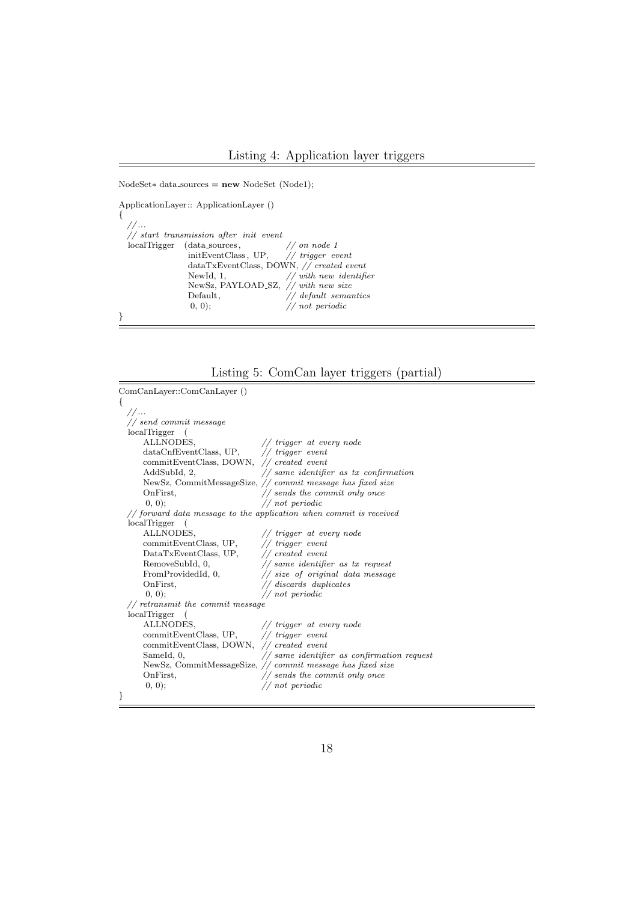Listing 4: Application layer triggers

```
NodeSet* data_sources = new NodeSet (Node1);

ApplicationLayer:: ApplicationLayer ()
{
  //...
  // start transmission after init event
  localTrigger   (data_sources,          // on node 1
                  initEventClass, UP,     // trigger event
                  dataTxEventClass, DOWN, // created event
                  NewId, 1,               // with new identifier
                  NewSz, PAYLOAD_SZ,  // with new size
                  Default,                // default semantics
                  0, 0);                  // not periodic
}
```

Listing 5: ComCan layer triggers (partial)

```
ComCanLayer::ComCanLayer ()
{
  //...
  // send commit message
  localTrigger   (
      ALLNODES,                    // trigger at every node
      dataCnfEventClass, UP,       // trigger event
      commitEventClass, DOWN,  // created event
      AddSubId, 2,                 // same identifier as tx confirmation
      NewSz, CommitMessageSize, // commit message has fixed size
      OnFirst,                     // sends the commit only once
      0, 0);                       // not periodic
  // forward data message to the application when commit is received
  localTrigger   (
      ALLNODES,                    // trigger at every node
      commitEventClass, UP,        // trigger event
      DataTxEventClass, UP,        // created event
      RemoveSubId, 0,              // same identifier as tx request
      FromProvidedId, 0,           // size of original data message
      OnFirst,                     // discards duplicates
      0, 0);                       // not periodic
  // retransmit the commit message
  localTrigger   (
      ALLNODES,                    // trigger at every node
      commitEventClass, UP,        // trigger event
      commitEventClass, DOWN,  // created event
      SameId, 0,                   // same identifier as confirmation request
      NewSz, CommitMessageSize, // commit message has fixed size
      OnFirst,                     // sends the commit only once
      0, 0);                       // not periodic
}
```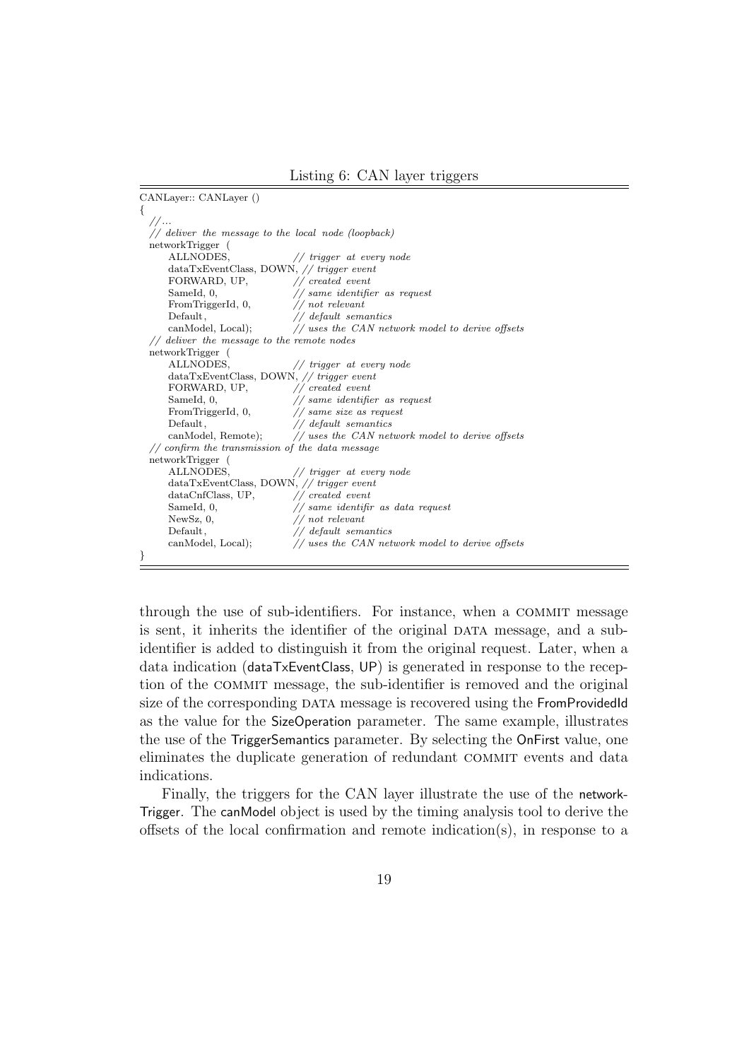Listing 6: CAN layer triggers

```
CANLayer:: CANLayer ()
{
  //...
  // deliver the message to the local node (loopback)
  networkTrigger (
      ALLNODES,                  // trigger at every node
      dataTxEventClass, DOWN, // trigger event
      FORWARD, UP,               // created event
      SameId, 0,                 // same identifier as request
      FromTriggerId, 0,          // not relevant
      Default,                   // default semantics
      canModel, Local);          // uses the CAN network model to derive offsets
  // deliver the message to the remote nodes
  networkTrigger (
      ALLNODES,                  // trigger at every node
      dataTxEventClass, DOWN, // trigger event
      FORWARD, UP,               // created event
      SameId, 0,                 // same identifier as request
      FromTriggerId, 0,          // same size as request
      Default,                   // default semantics
      canModel, Remote);         // uses the CAN network model to derive offsets
  // confirm the transmission of the data message
  networkTrigger (
      ALLNODES,                  // trigger at every node
      dataTxEventClass, DOWN, // trigger event
      dataCnfClass, UP,          // created event
      SameId, 0,                 // same identifir as data request
      NewSz, 0,                  // not relevant
      Default,                   // default semantics
      canModel, Local);          // uses the CAN network model to derive offsets
}
```

through the use of sub-identifiers. For instance, when a COMMIT message is sent, it inherits the identifier of the original DATA message, and a sub-identifier is added to distinguish it from the original request. Later, when a data indication (dataTxEventClass, UP) is generated in response to the reception of the COMMIT message, the sub-identifier is removed and the original size of the corresponding DATA message is recovered using the FromProvidedId as the value for the SizeOperation parameter. The same example, illustrates the use of the TriggerSemantics parameter. By selecting the OnFirst value, one eliminates the duplicate generation of redundant COMMIT events and data indications.

Finally, the triggers for the CAN layer illustrate the use of the networkTrigger. The canModel object is used by the timing analysis tool to derive the offsets of the local confirmation and remote indication(s), in response to a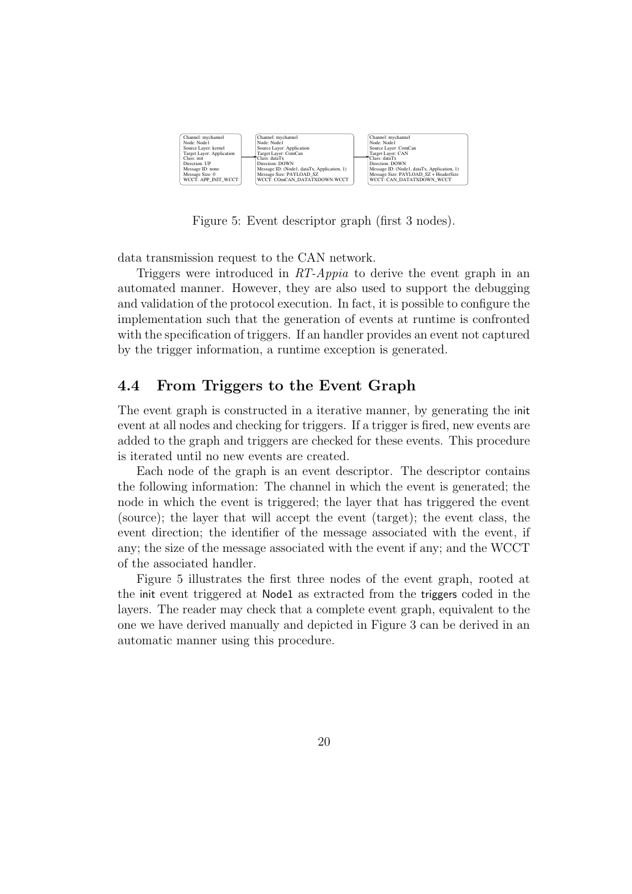Channel: mychannel
Node: Node1
Source Layer: kernel
Target Layer: Application
Class: init
Direction: UP
Message ID: none
Message Size: 0
WCCT: APP_INIT_WCCT

Channel: mychannel
Node: Node1
Source Layer: Application
Target Layer: ComCan
Class: dataTx
Direction: DOWN
Message ID: (Node1, dataTx, Application, 1)
Message Size: PAYLOAD_SZ
WCCT: COmCAN_DATATXDOWN:WCCT

Channel: mychannel
Node: Node1
Source Layer: ComCan
Target Layer: CAN
Class: dataTx
Direction: DOWN
Message ID: (Node1, dataTx, Application, 1)
Message Size: PAYLOAD_SZ + HeaderSize
WCCT: CAN_DATATXDOWN_WCCT

Figure 5: Event descriptor graph (first 3 nodes).

data transmission request to the CAN network.

Triggers were introduced in *RT-Appia* to derive the event graph in an automated manner. However, they are also used to support the debugging and validation of the protocol execution. In fact, it is possible to configure the implementation such that the generation of events at runtime is confronted with the specification of triggers. If an handler provides an event not captured by the trigger information, a runtime exception is generated.

## 4.4 From Triggers to the Event Graph

The event graph is constructed in a iterative manner, by generating the init event at all nodes and checking for triggers. If a trigger is fired, new events are added to the graph and triggers are checked for these events. This procedure is iterated until no new events are created.

Each node of the graph is an event descriptor. The descriptor contains the following information: The channel in which the event is generated; the node in which the event is triggered; the layer that has triggered the event (source); the layer that will accept the event (target); the event class, the event direction; the identifier of the message associated with the event, if any; the size of the message associated with the event if any; and the WCCT of the associated handler.

Figure 5 illustrates the first three nodes of the event graph, rooted at the init event triggered at Node1 as extracted from the triggers coded in the layers. The reader may check that a complete event graph, equivalent to the one we have derived manually and depicted in Figure 3 can be derived in an automatic manner using this procedure.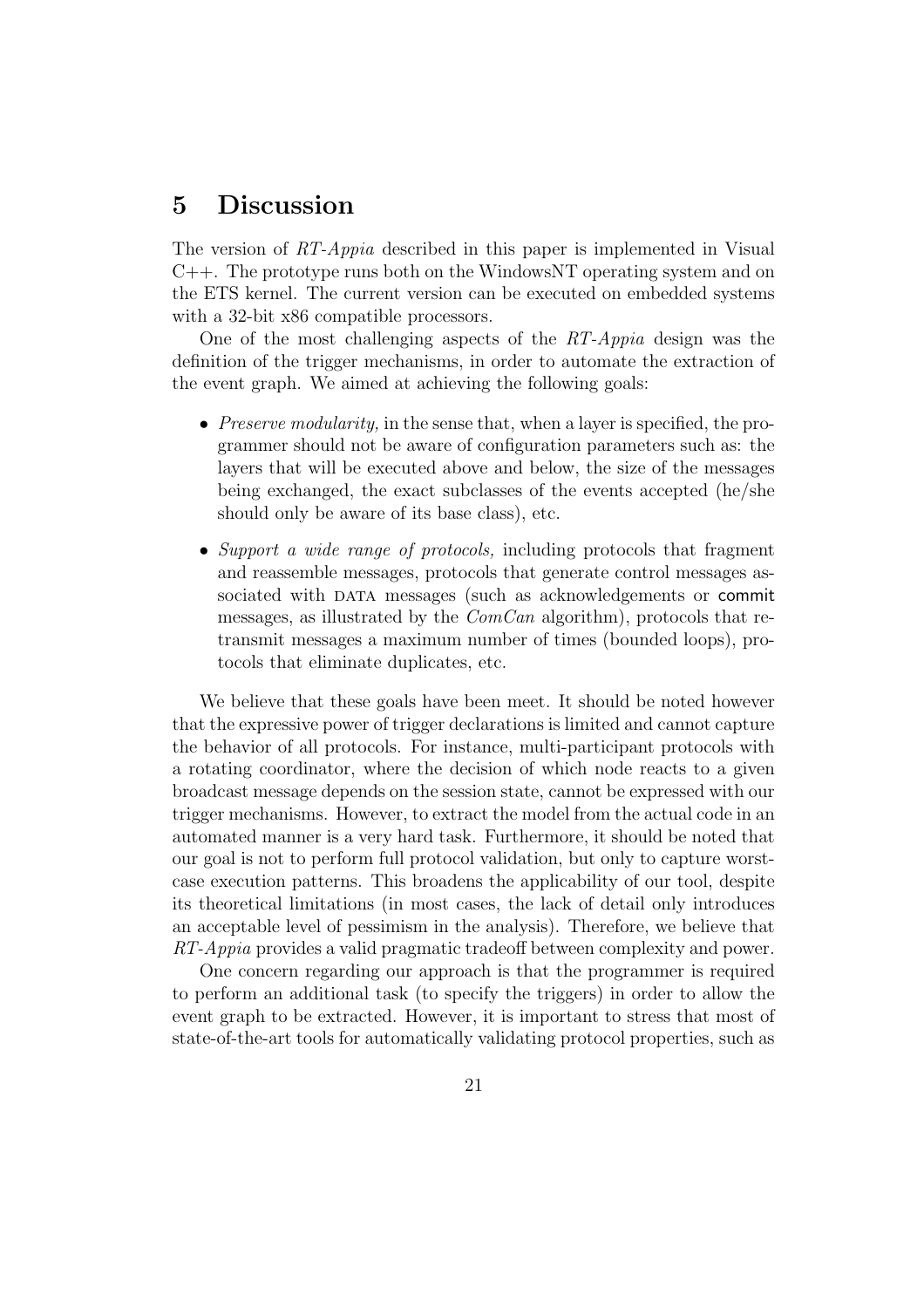# 5 Discussion

The version of *RT-Appia* described in this paper is implemented in Visual C++. The prototype runs both on the WindowsNT operating system and on the ETS kernel. The current version can be executed on embedded systems with a 32-bit x86 compatible processors.

One of the most challenging aspects of the *RT-Appia* design was the definition of the trigger mechanisms, in order to automate the extraction of the event graph. We aimed at achieving the following goals:

- *Preserve modularity,* in the sense that, when a layer is specified, the programmer should not be aware of configuration parameters such as: the layers that will be executed above and below, the size of the messages being exchanged, the exact subclasses of the events accepted (he/she should only be aware of its base class), etc.
- *Support a wide range of protocols,* including protocols that fragment and reassemble messages, protocols that generate control messages associated with DATA messages (such as acknowledgements or commit messages, as illustrated by the *ComCan* algorithm), protocols that retransmit messages a maximum number of times (bounded loops), protocols that eliminate duplicates, etc.

We believe that these goals have been meet. It should be noted however that the expressive power of trigger declarations is limited and cannot capture the behavior of all protocols. For instance, multi-participant protocols with a rotating coordinator, where the decision of which node reacts to a given broadcast message depends on the session state, cannot be expressed with our trigger mechanisms. However, to extract the model from the actual code in an automated manner is a very hard task. Furthermore, it should be noted that our goal is not to perform full protocol validation, but only to capture worst-case execution patterns. This broadens the applicability of our tool, despite its theoretical limitations (in most cases, the lack of detail only introduces an acceptable level of pessimism in the analysis). Therefore, we believe that *RT-Appia* provides a valid pragmatic tradeoff between complexity and power.

One concern regarding our approach is that the programmer is required to perform an additional task (to specify the triggers) in order to allow the event graph to be extracted. However, it is important to stress that most of state-of-the-art tools for automatically validating protocol properties, such as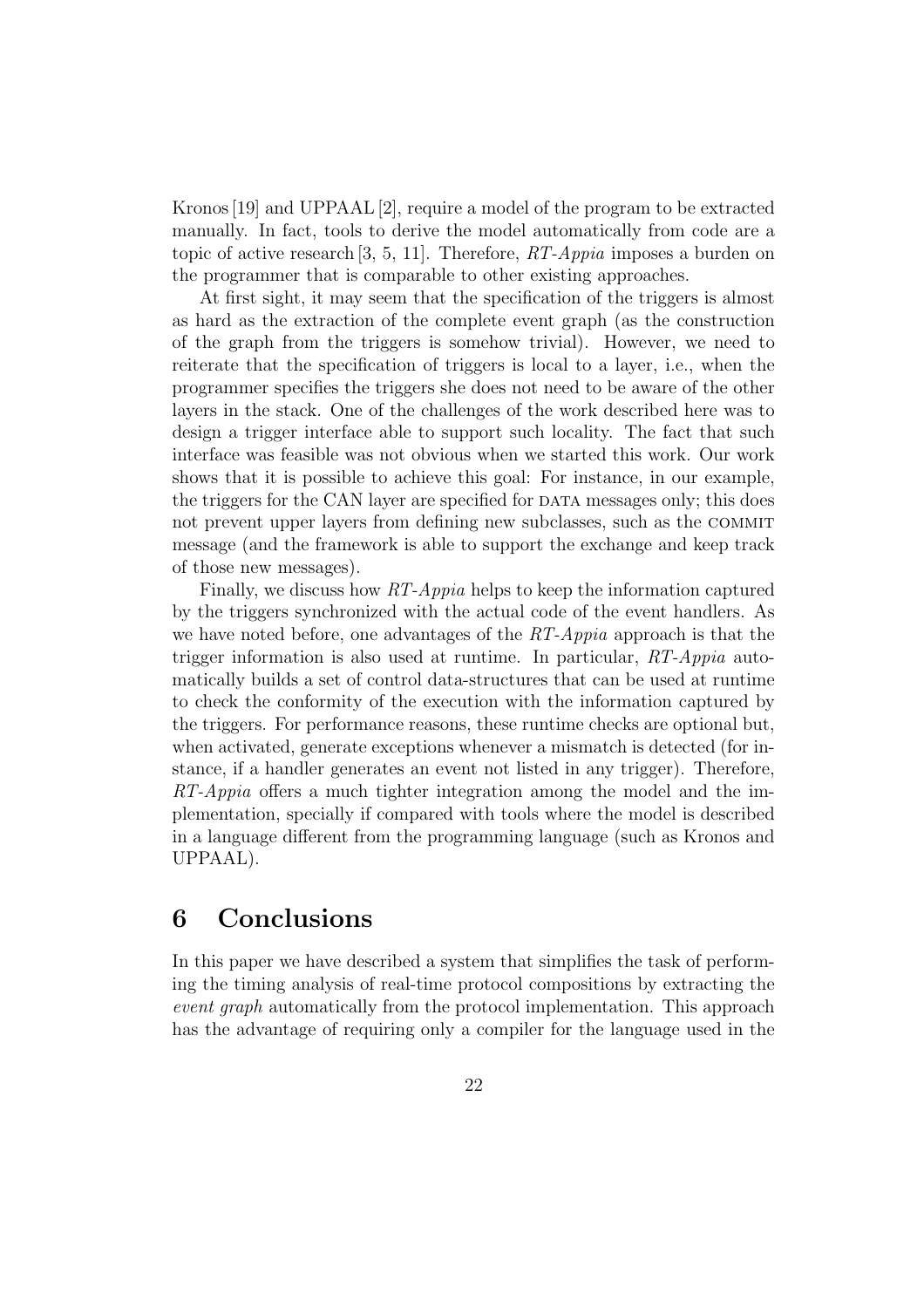Kronos [19] and UPPAAL [2], require a model of the program to be extracted manually. In fact, tools to derive the model automatically from code are a topic of active research [3, 5, 11]. Therefore, *RT-Appia* imposes a burden on the programmer that is comparable to other existing approaches.

At first sight, it may seem that the specification of the triggers is almost as hard as the extraction of the complete event graph (as the construction of the graph from the triggers is somehow trivial). However, we need to reiterate that the specification of triggers is local to a layer, i.e., when the programmer specifies the triggers she does not need to be aware of the other layers in the stack. One of the challenges of the work described here was to design a trigger interface able to support such locality. The fact that such interface was feasible was not obvious when we started this work. Our work shows that it is possible to achieve this goal: For instance, in our example, the triggers for the CAN layer are specified for DATA messages only; this does not prevent upper layers from defining new subclasses, such as the COMMIT message (and the framework is able to support the exchange and keep track of those new messages).

Finally, we discuss how *RT-Appia* helps to keep the information captured by the triggers synchronized with the actual code of the event handlers. As we have noted before, one advantages of the *RT-Appia* approach is that the trigger information is also used at runtime. In particular, *RT-Appia* automatically builds a set of control data-structures that can be used at runtime to check the conformity of the execution with the information captured by the triggers. For performance reasons, these runtime checks are optional but, when activated, generate exceptions whenever a mismatch is detected (for instance, if a handler generates an event not listed in any trigger). Therefore, *RT-Appia* offers a much tighter integration among the model and the implementation, specially if compared with tools where the model is described in a language different from the programming language (such as Kronos and UPPAAL).

# 6 Conclusions

In this paper we have described a system that simplifies the task of performing the timing analysis of real-time protocol compositions by extracting the *event graph* automatically from the protocol implementation. This approach has the advantage of requiring only a compiler for the language used in the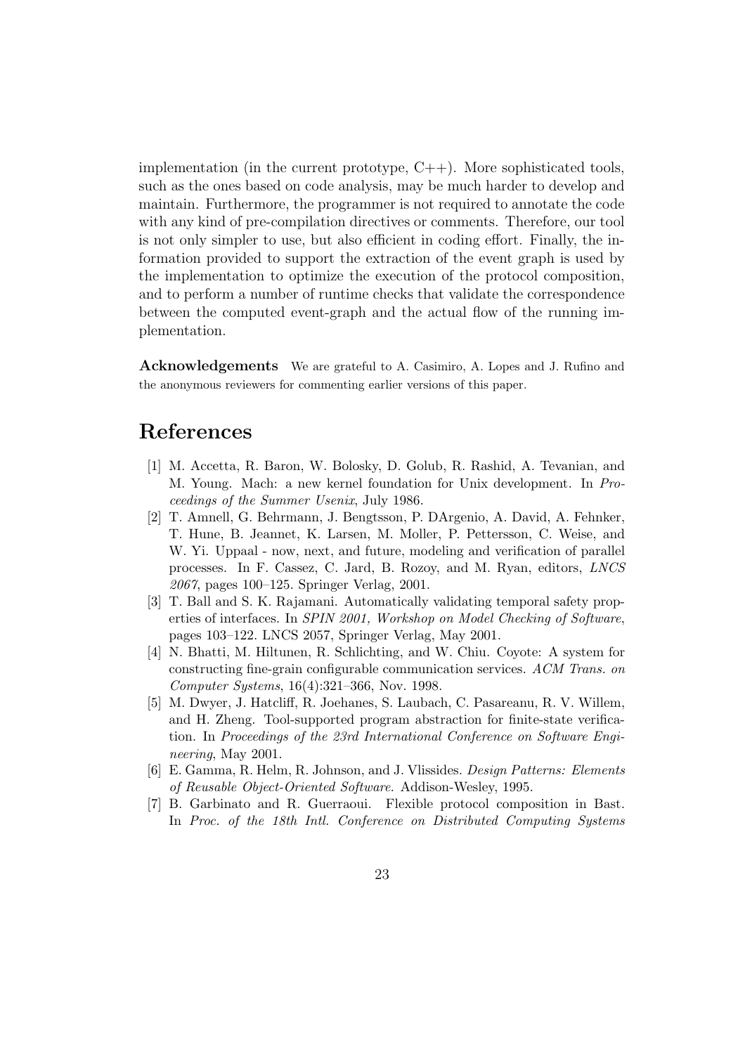implementation (in the current prototype, C++). More sophisticated tools, such as the ones based on code analysis, may be much harder to develop and maintain. Furthermore, the programmer is not required to annotate the code with any kind of pre-compilation directives or comments. Therefore, our tool is not only simpler to use, but also efficient in coding effort. Finally, the information provided to support the extraction of the event graph is used by the implementation to optimize the execution of the protocol composition, and to perform a number of runtime checks that validate the correspondence between the computed event-graph and the actual flow of the running implementation.

**Acknowledgements** We are grateful to A. Casimiro, A. Lopes and J. Rufino and the anonymous reviewers for commenting earlier versions of this paper.

# References

[1] M. Accetta, R. Baron, W. Bolosky, D. Golub, R. Rashid, A. Tevanian, and M. Young. Mach: a new kernel foundation for Unix development. In *Proceedings of the Summer Usenix*, July 1986.

[2] T. Amnell, G. Behrmann, J. Bengtsson, P. DArgenio, A. David, A. Fehnker, T. Hune, B. Jeannet, K. Larsen, M. Moller, P. Pettersson, C. Weise, and W. Yi. Uppaal - now, next, and future, modeling and verification of parallel processes. In F. Cassez, C. Jard, B. Rozoy, and M. Ryan, editors, *LNCS 2067*, pages 100–125. Springer Verlag, 2001.

[3] T. Ball and S. K. Rajamani. Automatically validating temporal safety properties of interfaces. In *SPIN 2001, Workshop on Model Checking of Software*, pages 103–122. LNCS 2057, Springer Verlag, May 2001.

[4] N. Bhatti, M. Hiltunen, R. Schlichting, and W. Chiu. Coyote: A system for constructing fine-grain configurable communication services. *ACM Trans. on Computer Systems*, 16(4):321–366, Nov. 1998.

[5] M. Dwyer, J. Hatcliff, R. Joehanes, S. Laubach, C. Pasareanu, R. V. Willem, and H. Zheng. Tool-supported program abstraction for finite-state verification. In *Proceedings of the 23rd International Conference on Software Engineering*, May 2001.

[6] E. Gamma, R. Helm, R. Johnson, and J. Vlissides. *Design Patterns: Elements of Reusable Object-Oriented Software*. Addison-Wesley, 1995.

[7] B. Garbinato and R. Guerraoui. Flexible protocol composition in Bast. In *Proc. of the 18th Intl. Conference on Distributed Computing Systems*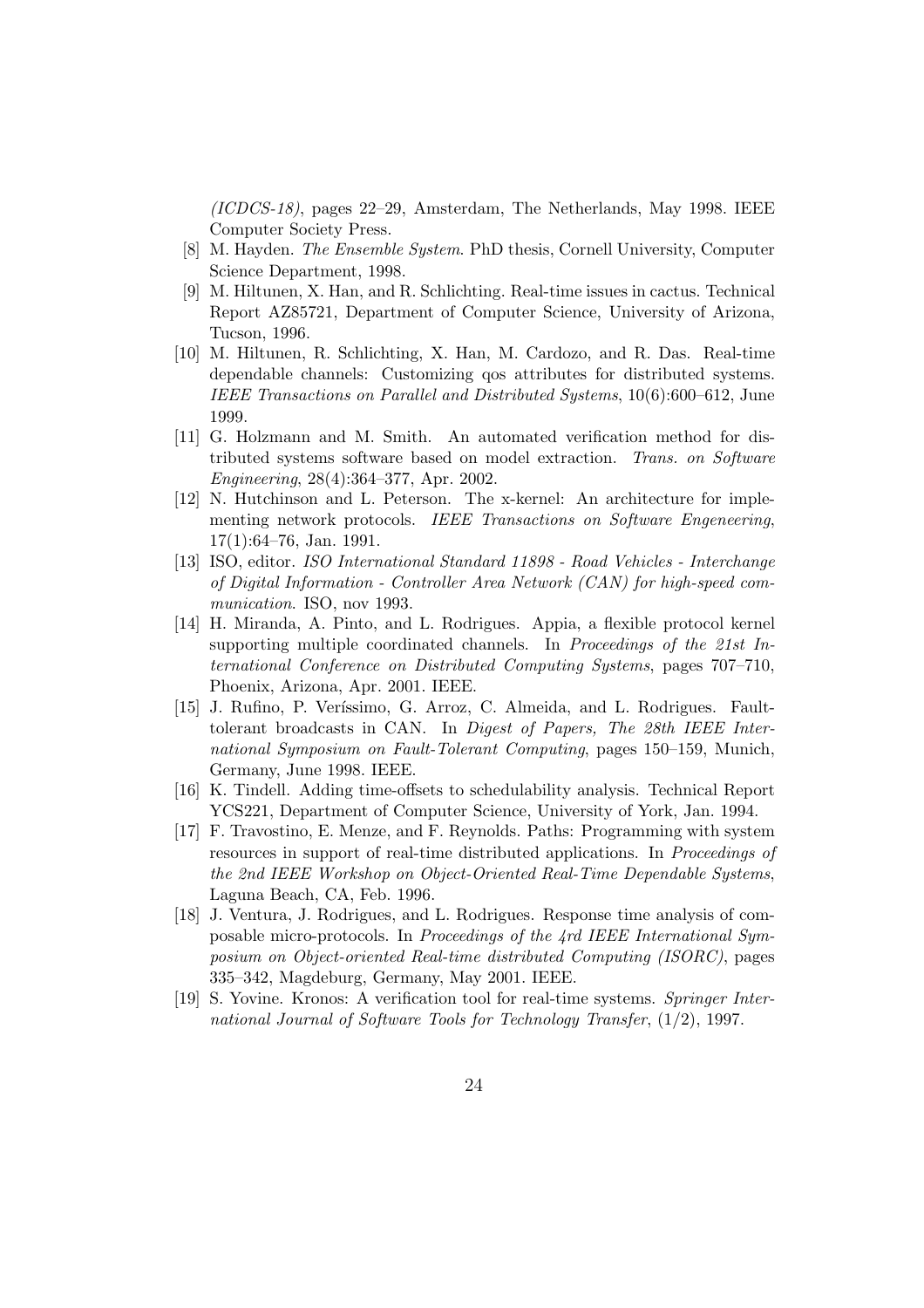*(ICDCS-18)*, pages 22–29, Amsterdam, The Netherlands, May 1998. IEEE Computer Society Press.

[8] M. Hayden. *The Ensemble System*. PhD thesis, Cornell University, Computer Science Department, 1998.

[9] M. Hiltunen, X. Han, and R. Schlichting. Real-time issues in cactus. Technical Report AZ85721, Department of Computer Science, University of Arizona, Tucson, 1996.

[10] M. Hiltunen, R. Schlichting, X. Han, M. Cardozo, and R. Das. Real-time dependable channels: Customizing qos attributes for distributed systems. *IEEE Transactions on Parallel and Distributed Systems*, 10(6):600–612, June 1999.

[11] G. Holzmann and M. Smith. An automated verification method for distributed systems software based on model extraction. *Trans. on Software Engineering*, 28(4):364–377, Apr. 2002.

[12] N. Hutchinson and L. Peterson. The x-kernel: An architecture for implementing network protocols. *IEEE Transactions on Software Engeneering*, 17(1):64–76, Jan. 1991.

[13] ISO, editor. *ISO International Standard 11898 - Road Vehicles - Interchange of Digital Information - Controller Area Network (CAN) for high-speed communication*. ISO, nov 1993.

[14] H. Miranda, A. Pinto, and L. Rodrigues. Appia, a flexible protocol kernel supporting multiple coordinated channels. In *Proceedings of the 21st International Conference on Distributed Computing Systems*, pages 707–710, Phoenix, Arizona, Apr. 2001. IEEE.

[15] J. Rufino, P. Veríssimo, G. Arroz, C. Almeida, and L. Rodrigues. Fault-tolerant broadcasts in CAN. In *Digest of Papers, The 28th IEEE International Symposium on Fault-Tolerant Computing*, pages 150–159, Munich, Germany, June 1998. IEEE.

[16] K. Tindell. Adding time-offsets to schedulability analysis. Technical Report YCS221, Department of Computer Science, University of York, Jan. 1994.

[17] F. Travostino, E. Menze, and F. Reynolds. Paths: Programming with system resources in support of real-time distributed applications. In *Proceedings of the 2nd IEEE Workshop on Object-Oriented Real-Time Dependable Systems*, Laguna Beach, CA, Feb. 1996.

[18] J. Ventura, J. Rodrigues, and L. Rodrigues. Response time analysis of composable micro-protocols. In *Proceedings of the 4rd IEEE International Symposium on Object-oriented Real-time distributed Computing (ISORC)*, pages 335–342, Magdeburg, Germany, May 2001. IEEE.

[19] S. Yovine. Kronos: A verification tool for real-time systems. *Springer International Journal of Software Tools for Technology Transfer*, (1/2), 1997.